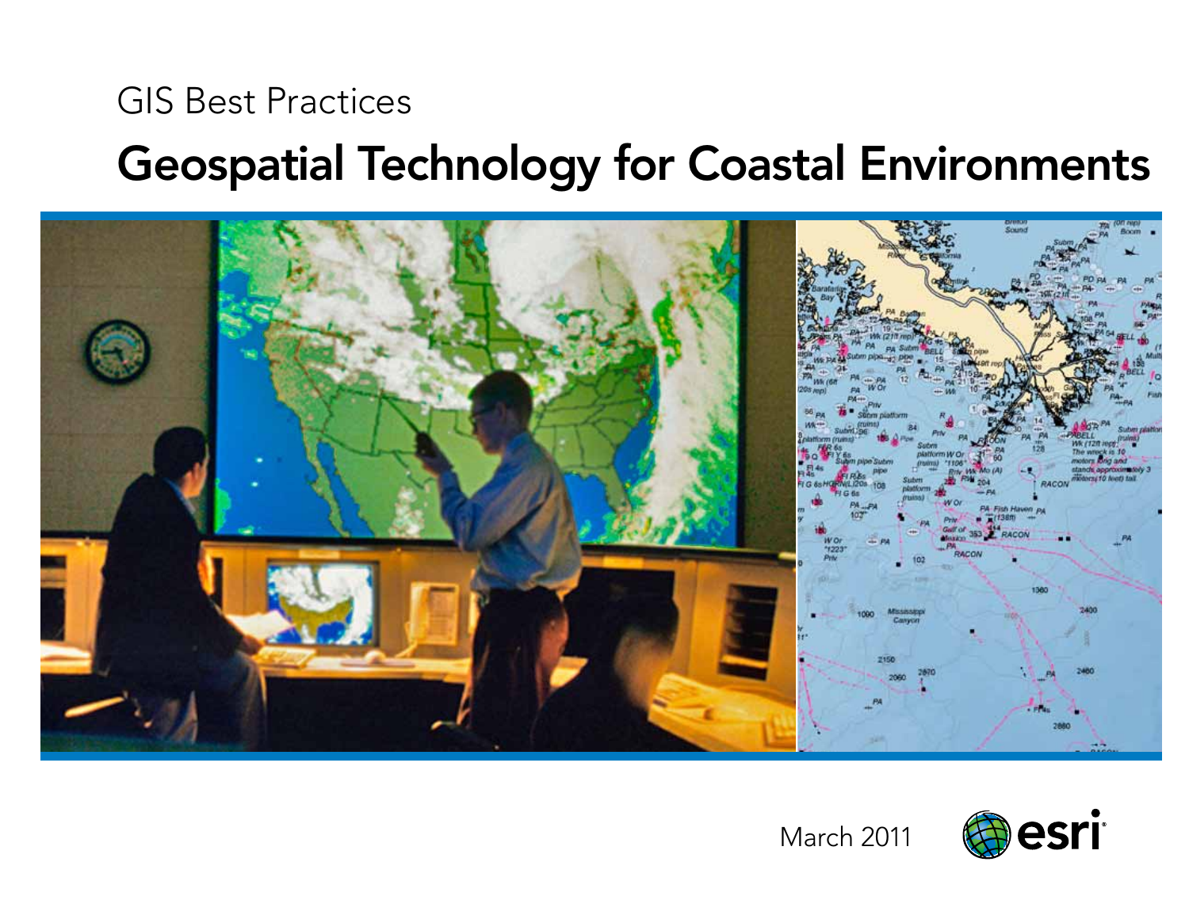GIS Best Practices

# Geospatial Technology for Coastal Environments

March 2011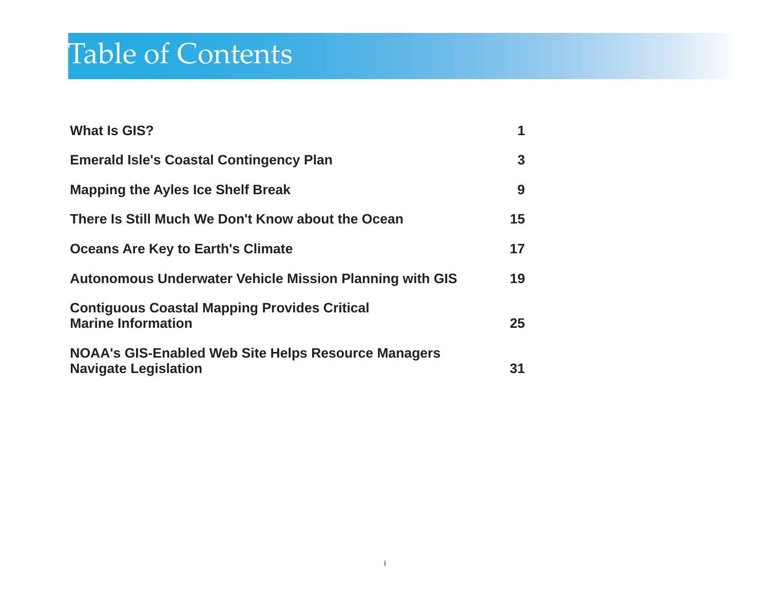# Table of Contents

| | |
|---|---|
| **What Is GIS?** | **1** |
| **Emerald Isle's Coastal Contingency Plan** | **3** |
| **Mapping the Ayles Ice Shelf Break** | **9** |
| **There Is Still Much We Don't Know about the Ocean** | **15** |
| **Oceans Are Key to Earth's Climate** | **17** |
| **Autonomous Underwater Vehicle Mission Planning with GIS** | **19** |
| **Contiguous Coastal Mapping Provides Critical Marine Information** | **25** |
| **NOAA's GIS-Enabled Web Site Helps Resource Managers Navigate Legislation** | **31** |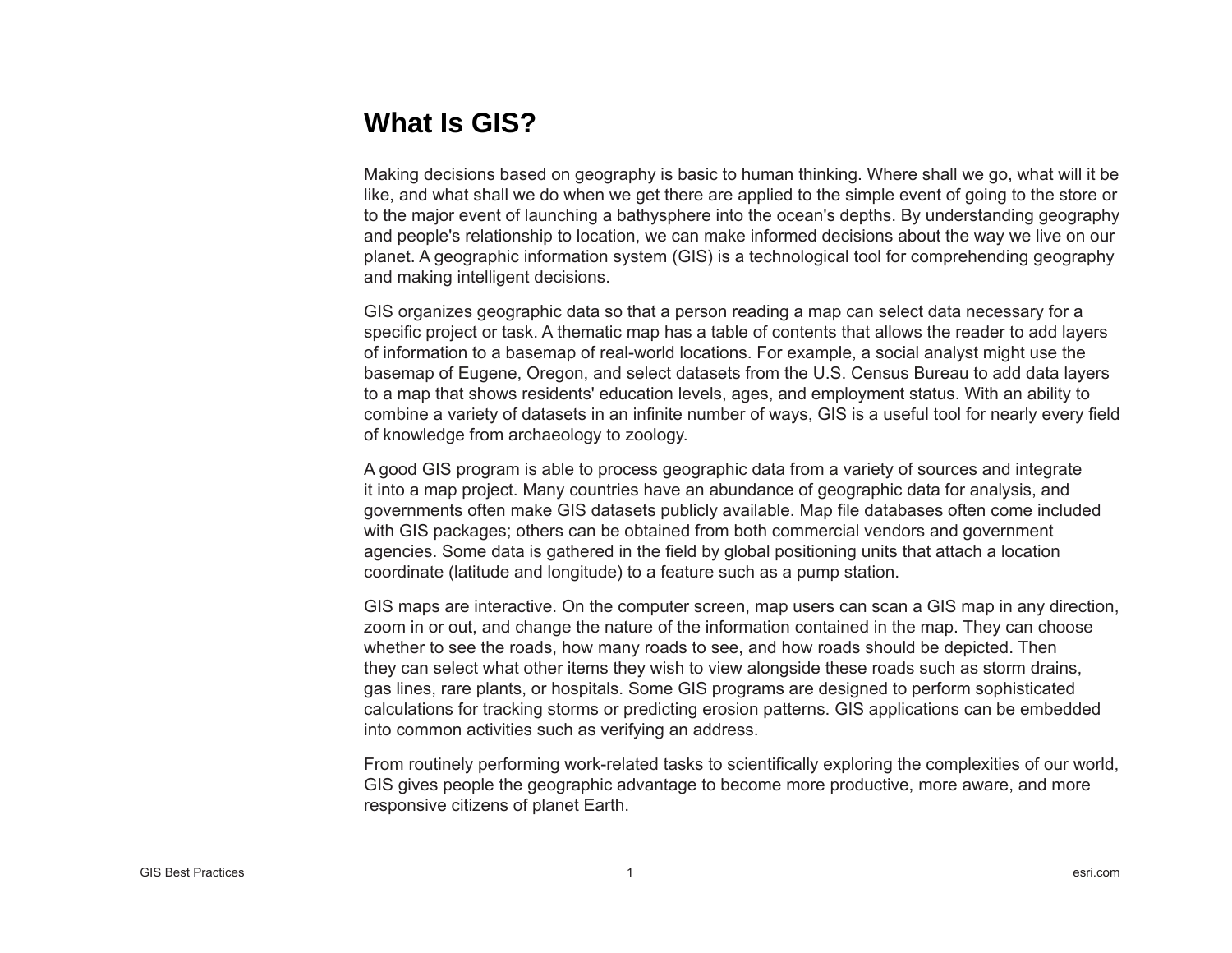# What Is GIS?

Making decisions based on geography is basic to human thinking. Where shall we go, what will it be like, and what shall we do when we get there are applied to the simple event of going to the store or to the major event of launching a bathysphere into the ocean's depths. By understanding geography and people's relationship to location, we can make informed decisions about the way we live on our planet. A geographic information system (GIS) is a technological tool for comprehending geography and making intelligent decisions.

GIS organizes geographic data so that a person reading a map can select data necessary for a specific project or task. A thematic map has a table of contents that allows the reader to add layers of information to a basemap of real-world locations. For example, a social analyst might use the basemap of Eugene, Oregon, and select datasets from the U.S. Census Bureau to add data layers to a map that shows residents' education levels, ages, and employment status. With an ability to combine a variety of datasets in an infinite number of ways, GIS is a useful tool for nearly every field of knowledge from archaeology to zoology.

A good GIS program is able to process geographic data from a variety of sources and integrate it into a map project. Many countries have an abundance of geographic data for analysis, and governments often make GIS datasets publicly available. Map file databases often come included with GIS packages; others can be obtained from both commercial vendors and government agencies. Some data is gathered in the field by global positioning units that attach a location coordinate (latitude and longitude) to a feature such as a pump station.

GIS maps are interactive. On the computer screen, map users can scan a GIS map in any direction, zoom in or out, and change the nature of the information contained in the map. They can choose whether to see the roads, how many roads to see, and how roads should be depicted. Then they can select what other items they wish to view alongside these roads such as storm drains, gas lines, rare plants, or hospitals. Some GIS programs are designed to perform sophisticated calculations for tracking storms or predicting erosion patterns. GIS applications can be embedded into common activities such as verifying an address.

From routinely performing work-related tasks to scientifically exploring the complexities of our world, GIS gives people the geographic advantage to become more productive, more aware, and more responsive citizens of planet Earth.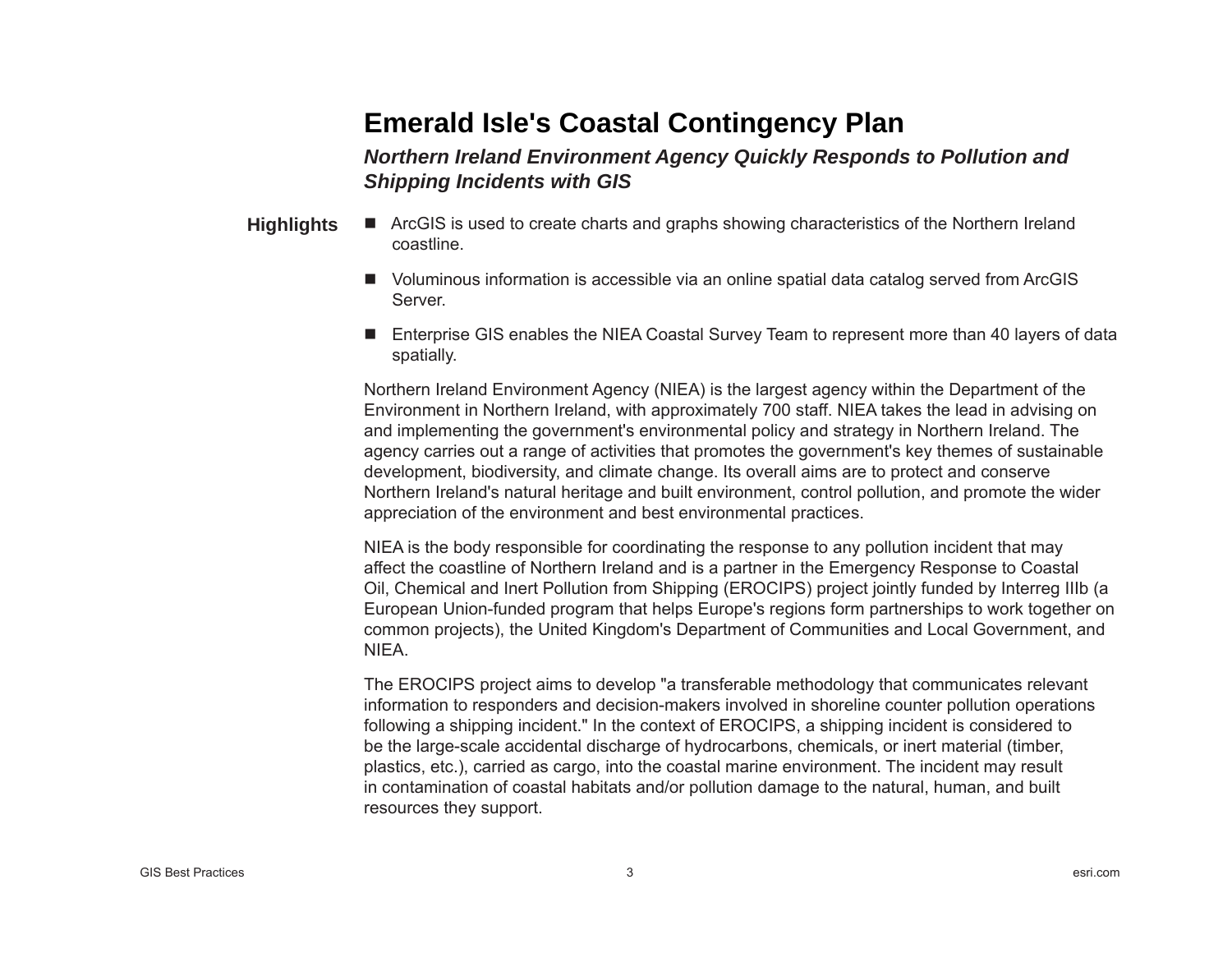# Emerald Isle's Coastal Contingency Plan

## *Northern Ireland Environment Agency Quickly Responds to Pollution and Shipping Incidents with GIS*

**Highlights**

- ArcGIS is used to create charts and graphs showing characteristics of the Northern Ireland coastline.
- Voluminous information is accessible via an online spatial data catalog served from ArcGIS Server.
- Enterprise GIS enables the NIEA Coastal Survey Team to represent more than 40 layers of data spatially.

Northern Ireland Environment Agency (NIEA) is the largest agency within the Department of the Environment in Northern Ireland, with approximately 700 staff. NIEA takes the lead in advising on and implementing the government's environmental policy and strategy in Northern Ireland. The agency carries out a range of activities that promotes the government's key themes of sustainable development, biodiversity, and climate change. Its overall aims are to protect and conserve Northern Ireland's natural heritage and built environment, control pollution, and promote the wider appreciation of the environment and best environmental practices.

NIEA is the body responsible for coordinating the response to any pollution incident that may affect the coastline of Northern Ireland and is a partner in the Emergency Response to Coastal Oil, Chemical and Inert Pollution from Shipping (EROCIPS) project jointly funded by Interreg IIIb (a European Union-funded program that helps Europe's regions form partnerships to work together on common projects), the United Kingdom's Department of Communities and Local Government, and NIEA.

The EROCIPS project aims to develop "a transferable methodology that communicates relevant information to responders and decision-makers involved in shoreline counter pollution operations following a shipping incident." In the context of EROCIPS, a shipping incident is considered to be the large-scale accidental discharge of hydrocarbons, chemicals, or inert material (timber, plastics, etc.), carried as cargo, into the coastal marine environment. The incident may result in contamination of coastal habitats and/or pollution damage to the natural, human, and built resources they support.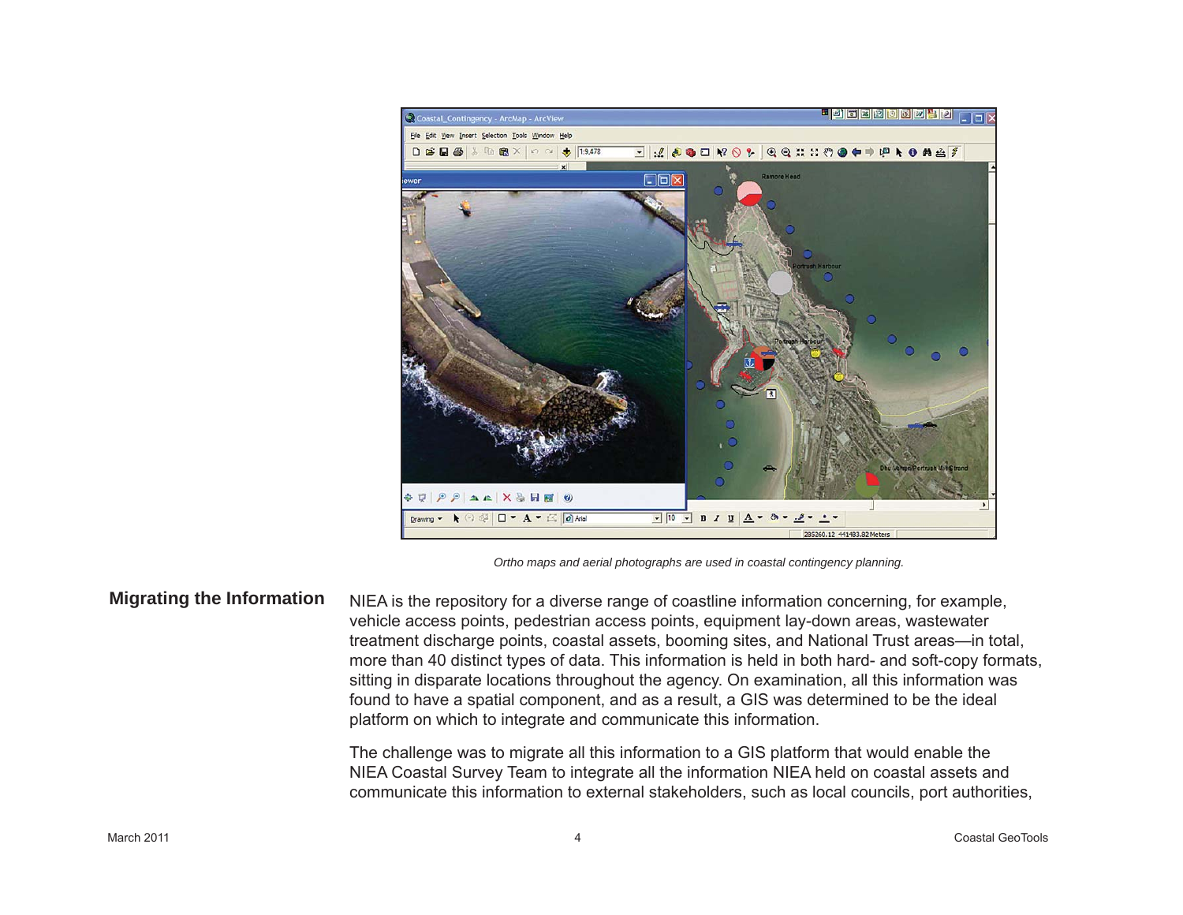*Ortho maps and aerial photographs are used in coastal contingency planning.*

## Migrating the Information

NIEA is the repository for a diverse range of coastline information concerning, for example, vehicle access points, pedestrian access points, equipment lay-down areas, wastewater treatment discharge points, coastal assets, booming sites, and National Trust areas—in total, more than 40 distinct types of data. This information is held in both hard- and soft-copy formats, sitting in disparate locations throughout the agency. On examination, all this information was found to have a spatial component, and as a result, a GIS was determined to be the ideal platform on which to integrate and communicate this information.

The challenge was to migrate all this information to a GIS platform that would enable the NIEA Coastal Survey Team to integrate all the information NIEA held on coastal assets and communicate this information to external stakeholders, such as local councils, port authorities,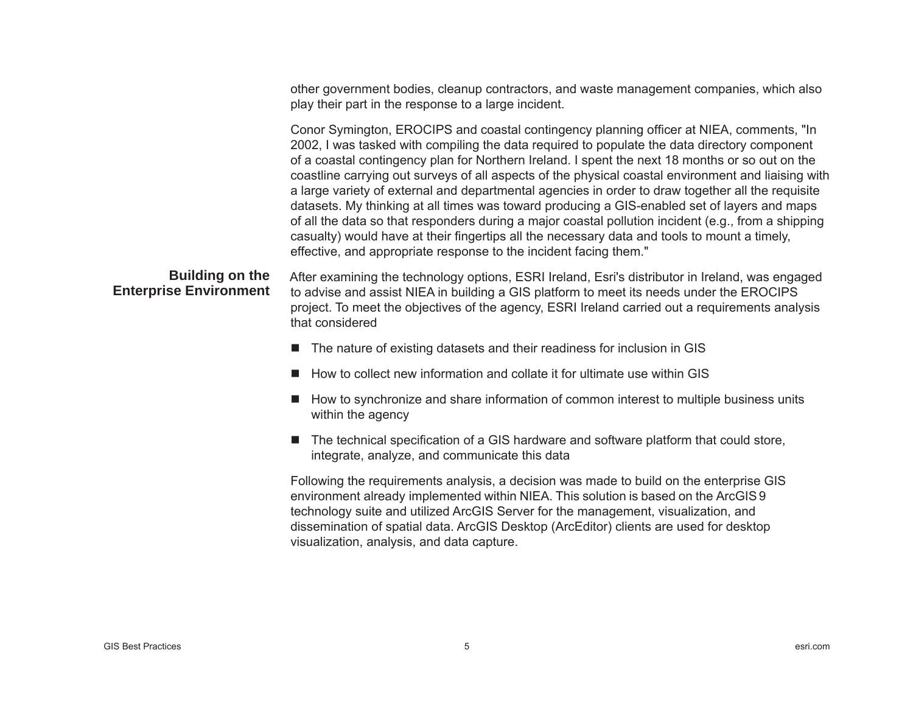other government bodies, cleanup contractors, and waste management companies, which also play their part in the response to a large incident.

Conor Symington, EROCIPS and coastal contingency planning officer at NIEA, comments, "In 2002, I was tasked with compiling the data required to populate the data directory component of a coastal contingency plan for Northern Ireland. I spent the next 18 months or so out on the coastline carrying out surveys of all aspects of the physical coastal environment and liaising with a large variety of external and departmental agencies in order to draw together all the requisite datasets. My thinking at all times was toward producing a GIS-enabled set of layers and maps of all the data so that responders during a major coastal pollution incident (e.g., from a shipping casualty) would have at their fingertips all the necessary data and tools to mount a timely, effective, and appropriate response to the incident facing them."

## Building on the Enterprise Environment

After examining the technology options, ESRI Ireland, Esri's distributor in Ireland, was engaged to advise and assist NIEA in building a GIS platform to meet its needs under the EROCIPS project. To meet the objectives of the agency, ESRI Ireland carried out a requirements analysis that considered

- The nature of existing datasets and their readiness for inclusion in GIS
- How to collect new information and collate it for ultimate use within GIS
- How to synchronize and share information of common interest to multiple business units within the agency
- The technical specification of a GIS hardware and software platform that could store, integrate, analyze, and communicate this data

Following the requirements analysis, a decision was made to build on the enterprise GIS environment already implemented within NIEA. This solution is based on the ArcGIS 9 technology suite and utilized ArcGIS Server for the management, visualization, and dissemination of spatial data. ArcGIS Desktop (ArcEditor) clients are used for desktop visualization, analysis, and data capture.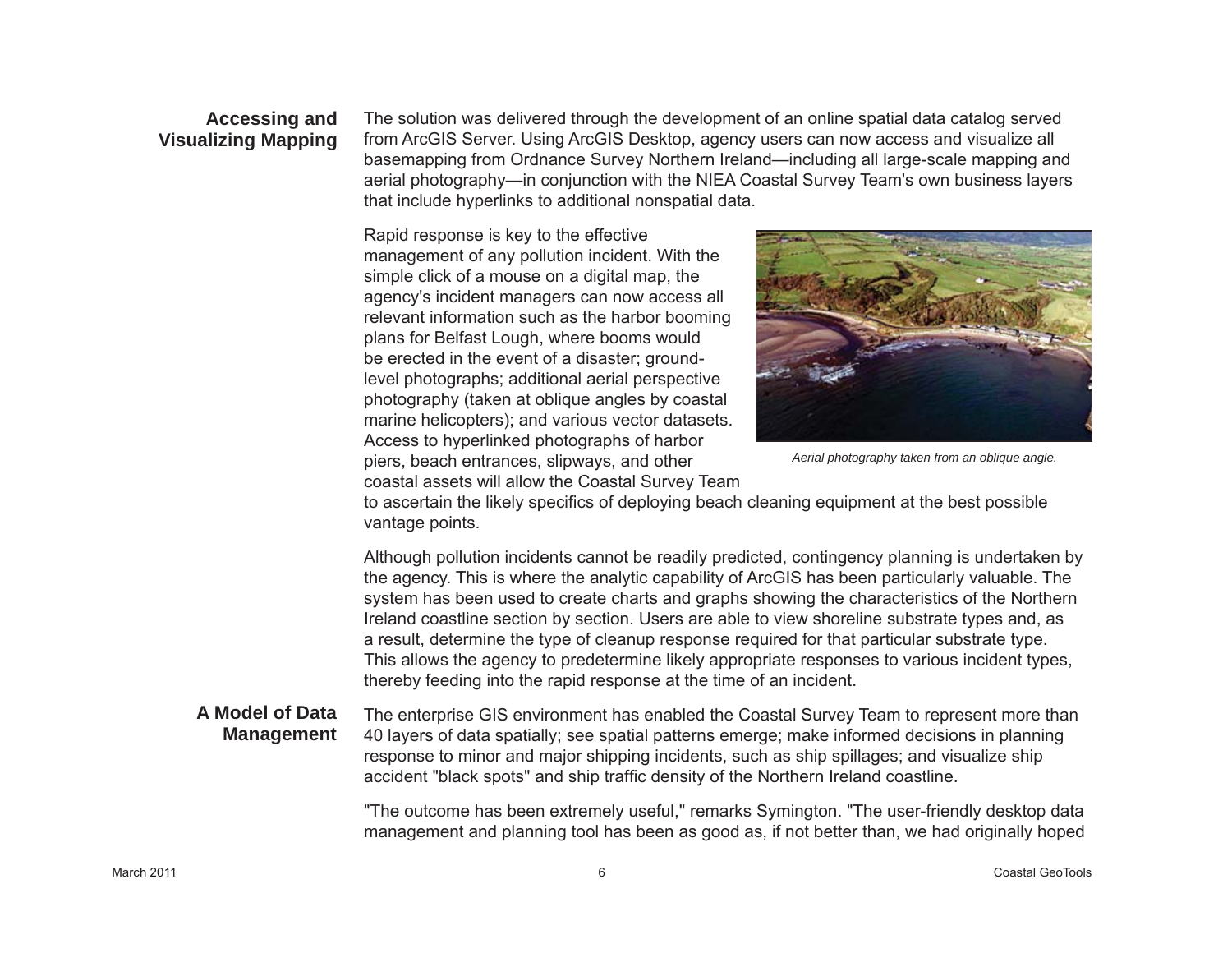## Accessing and Visualizing Mapping

The solution was delivered through the development of an online spatial data catalog served from ArcGIS Server. Using ArcGIS Desktop, agency users can now access and visualize all basemapping from Ordnance Survey Northern Ireland—including all large-scale mapping and aerial photography—in conjunction with the NIEA Coastal Survey Team's own business layers that include hyperlinks to additional nonspatial data.

Rapid response is key to the effective management of any pollution incident. With the simple click of a mouse on a digital map, the agency's incident managers can now access all relevant information such as the harbor booming plans for Belfast Lough, where booms would be erected in the event of a disaster; ground-level photographs; additional aerial perspective photography (taken at oblique angles by coastal marine helicopters); and various vector datasets. Access to hyperlinked photographs of harbor piers, beach entrances, slipways, and other coastal assets will allow the Coastal Survey Team to ascertain the likely specifics of deploying beach cleaning equipment at the best possible vantage points.

*Aerial photography taken from an oblique angle.*

Although pollution incidents cannot be readily predicted, contingency planning is undertaken by the agency. This is where the analytic capability of ArcGIS has been particularly valuable. The system has been used to create charts and graphs showing the characteristics of the Northern Ireland coastline section by section. Users are able to view shoreline substrate types and, as a result, determine the type of cleanup response required for that particular substrate type. This allows the agency to predetermine likely appropriate responses to various incident types, thereby feeding into the rapid response at the time of an incident.

## A Model of Data Management

The enterprise GIS environment has enabled the Coastal Survey Team to represent more than 40 layers of data spatially; see spatial patterns emerge; make informed decisions in planning response to minor and major shipping incidents, such as ship spillages; and visualize ship accident "black spots" and ship traffic density of the Northern Ireland coastline.

"The outcome has been extremely useful," remarks Symington. "The user-friendly desktop data management and planning tool has been as good as, if not better than, we had originally hoped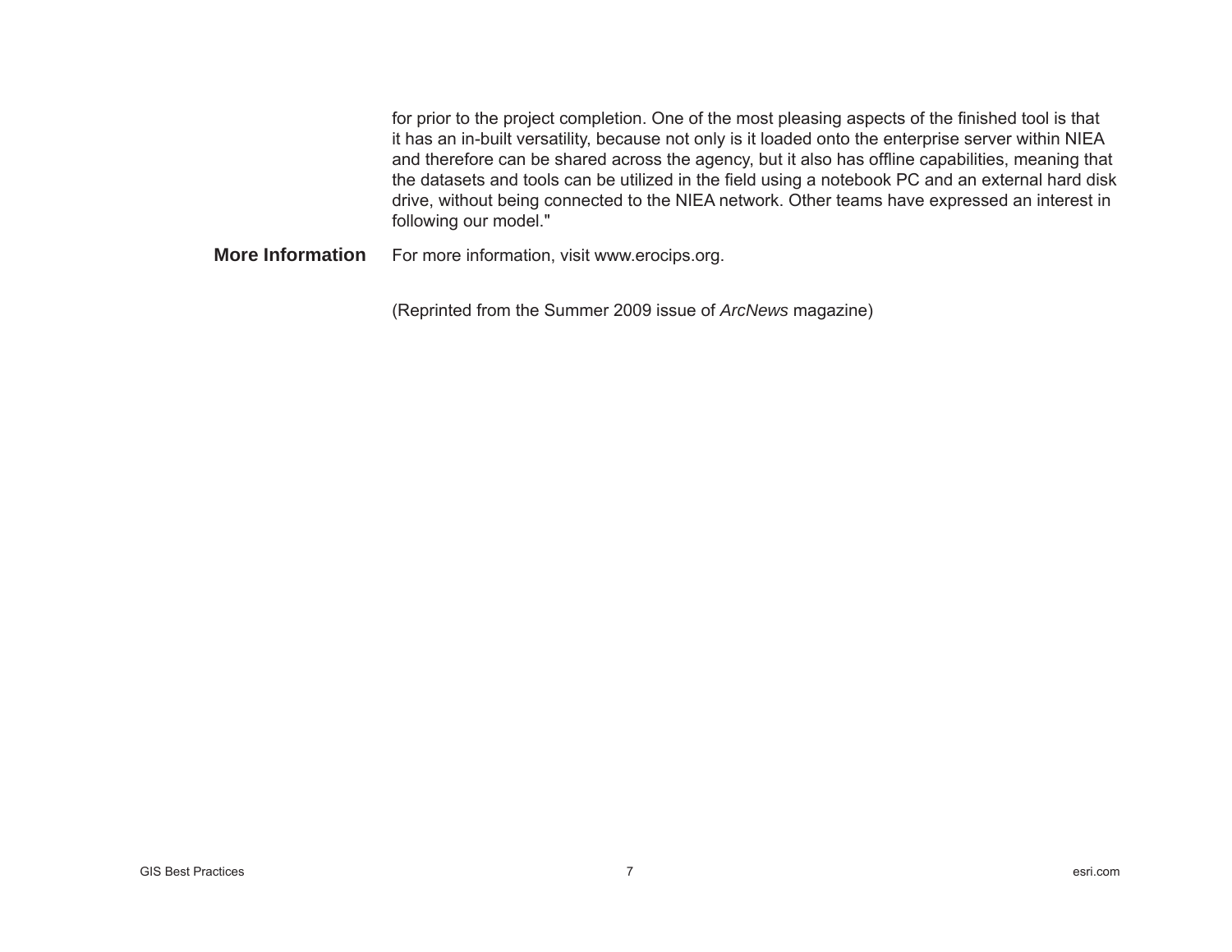for prior to the project completion. One of the most pleasing aspects of the finished tool is that it has an in-built versatility, because not only is it loaded onto the enterprise server within NIEA and therefore can be shared across the agency, but it also has offline capabilities, meaning that the datasets and tools can be utilized in the field using a notebook PC and an external hard disk drive, without being connected to the NIEA network. Other teams have expressed an interest in following our model."

## More Information

For more information, visit www.erocips.org.

(Reprinted from the Summer 2009 issue of *ArcNews* magazine)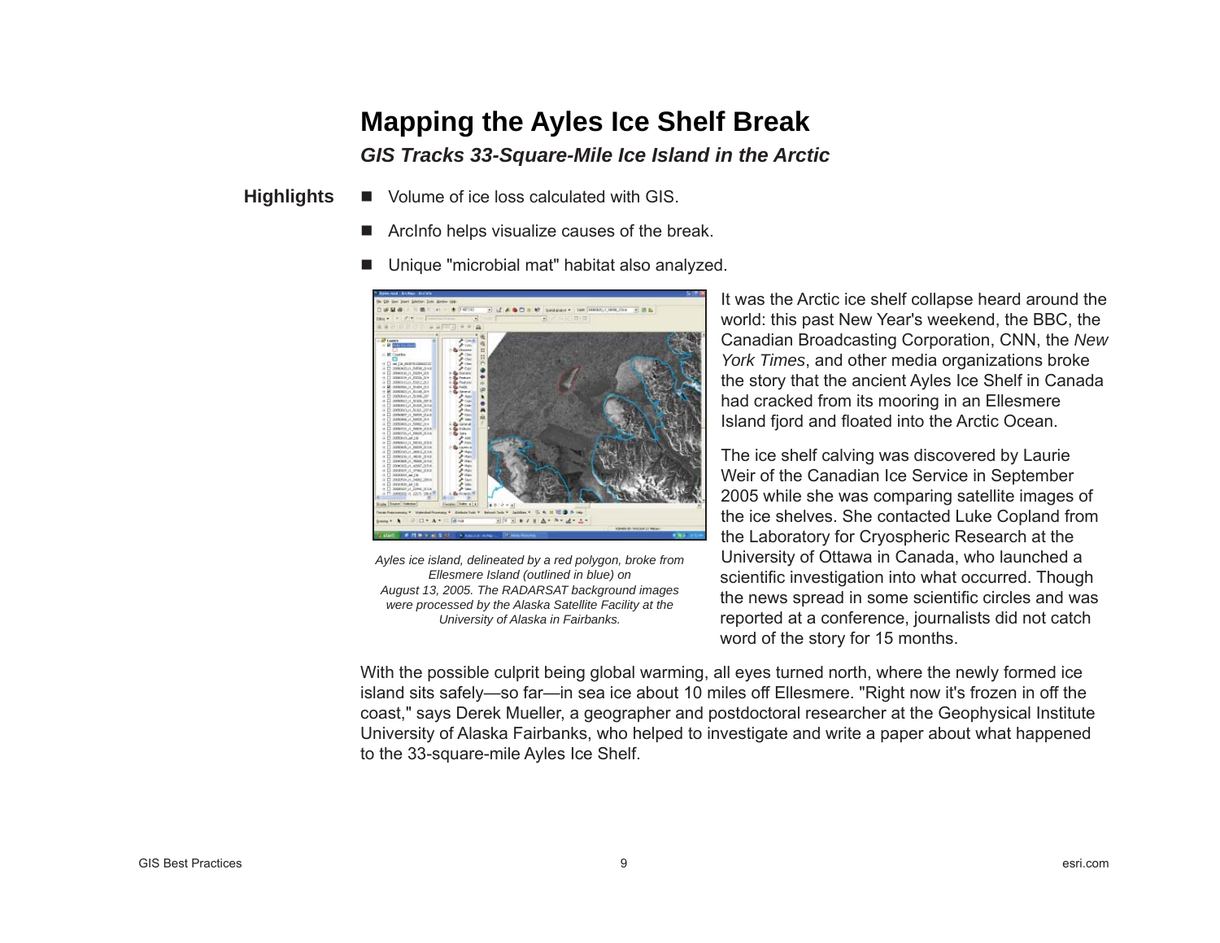# Mapping the Ayles Ice Shelf Break

### *GIS Tracks 33-Square-Mile Ice Island in the Arctic*

**Highlights**

- Volume of ice loss calculated with GIS.
- ArcInfo helps visualize causes of the break.
- Unique "microbial mat" habitat also analyzed.

*Ayles ice island, delineated by a red polygon, broke from Ellesmere Island (outlined in blue) on August 13, 2005. The RADARSAT background images were processed by the Alaska Satellite Facility at the University of Alaska in Fairbanks.*

It was the Arctic ice shelf collapse heard around the world: this past New Year's weekend, the BBC, the Canadian Broadcasting Corporation, CNN, the *New York Times*, and other media organizations broke the story that the ancient Ayles Ice Shelf in Canada had cracked from its mooring in an Ellesmere Island fjord and floated into the Arctic Ocean.

The ice shelf calving was discovered by Laurie Weir of the Canadian Ice Service in September 2005 while she was comparing satellite images of the ice shelves. She contacted Luke Copland from the Laboratory for Cryospheric Research at the University of Ottawa in Canada, who launched a scientific investigation into what occurred. Though the news spread in some scientific circles and was reported at a conference, journalists did not catch word of the story for 15 months.

With the possible culprit being global warming, all eyes turned north, where the newly formed ice island sits safely—so far—in sea ice about 10 miles off Ellesmere. "Right now it's frozen in off the coast," says Derek Mueller, a geographer and postdoctoral researcher at the Geophysical Institute University of Alaska Fairbanks, who helped to investigate and write a paper about what happened to the 33-square-mile Ayles Ice Shelf.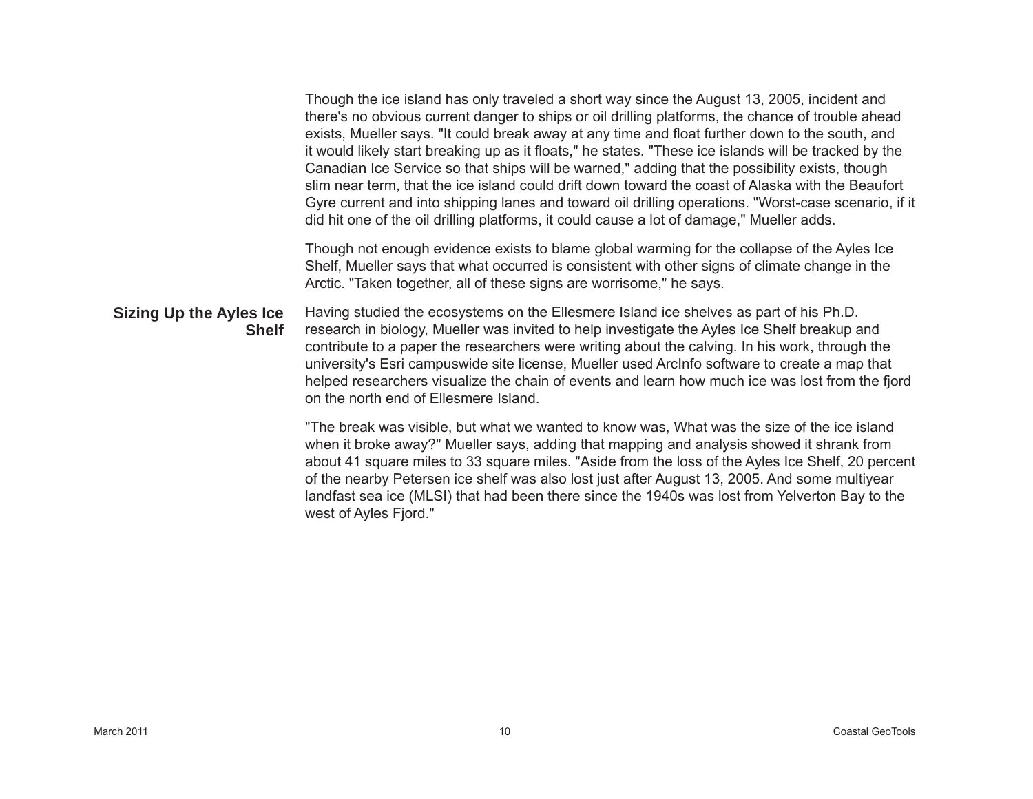Though the ice island has only traveled a short way since the August 13, 2005, incident and there's no obvious current danger to ships or oil drilling platforms, the chance of trouble ahead exists, Mueller says. "It could break away at any time and float further down to the south, and it would likely start breaking up as it floats," he states. "These ice islands will be tracked by the Canadian Ice Service so that ships will be warned," adding that the possibility exists, though slim near term, that the ice island could drift down toward the coast of Alaska with the Beaufort Gyre current and into shipping lanes and toward oil drilling operations. "Worst-case scenario, if it did hit one of the oil drilling platforms, it could cause a lot of damage," Mueller adds.

Though not enough evidence exists to blame global warming for the collapse of the Ayles Ice Shelf, Mueller says that what occurred is consistent with other signs of climate change in the Arctic. "Taken together, all of these signs are worrisome," he says.

## Sizing Up the Ayles Ice Shelf

Having studied the ecosystems on the Ellesmere Island ice shelves as part of his Ph.D. research in biology, Mueller was invited to help investigate the Ayles Ice Shelf breakup and contribute to a paper the researchers were writing about the calving. In his work, through the university's Esri campuswide site license, Mueller used ArcInfo software to create a map that helped researchers visualize the chain of events and learn how much ice was lost from the fjord on the north end of Ellesmere Island.

"The break was visible, but what we wanted to know was, What was the size of the ice island when it broke away?" Mueller says, adding that mapping and analysis showed it shrank from about 41 square miles to 33 square miles. "Aside from the loss of the Ayles Ice Shelf, 20 percent of the nearby Petersen ice shelf was also lost just after August 13, 2005. And some multiyear landfast sea ice (MLSI) that had been there since the 1940s was lost from Yelverton Bay to the west of Ayles Fjord."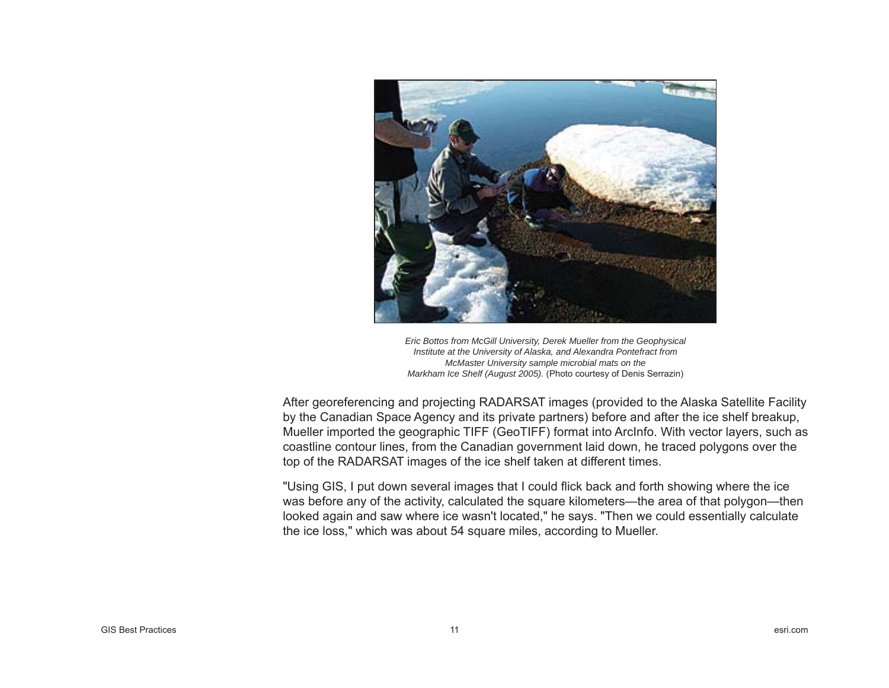*Eric Bottos from McGill University, Derek Mueller from the Geophysical Institute at the University of Alaska, and Alexandra Pontefract from McMaster University sample microbial mats on the Markham Ice Shelf (August 2005).* (Photo courtesy of Denis Serrazin)

After georeferencing and projecting RADARSAT images (provided to the Alaska Satellite Facility by the Canadian Space Agency and its private partners) before and after the ice shelf breakup, Mueller imported the geographic TIFF (GeoTIFF) format into ArcInfo. With vector layers, such as coastline contour lines, from the Canadian government laid down, he traced polygons over the top of the RADARSAT images of the ice shelf taken at different times.

"Using GIS, I put down several images that I could flick back and forth showing where the ice was before any of the activity, calculated the square kilometers—the area of that polygon—then looked again and saw where ice wasn't located," he says. "Then we could essentially calculate the ice loss," which was about 54 square miles, according to Mueller.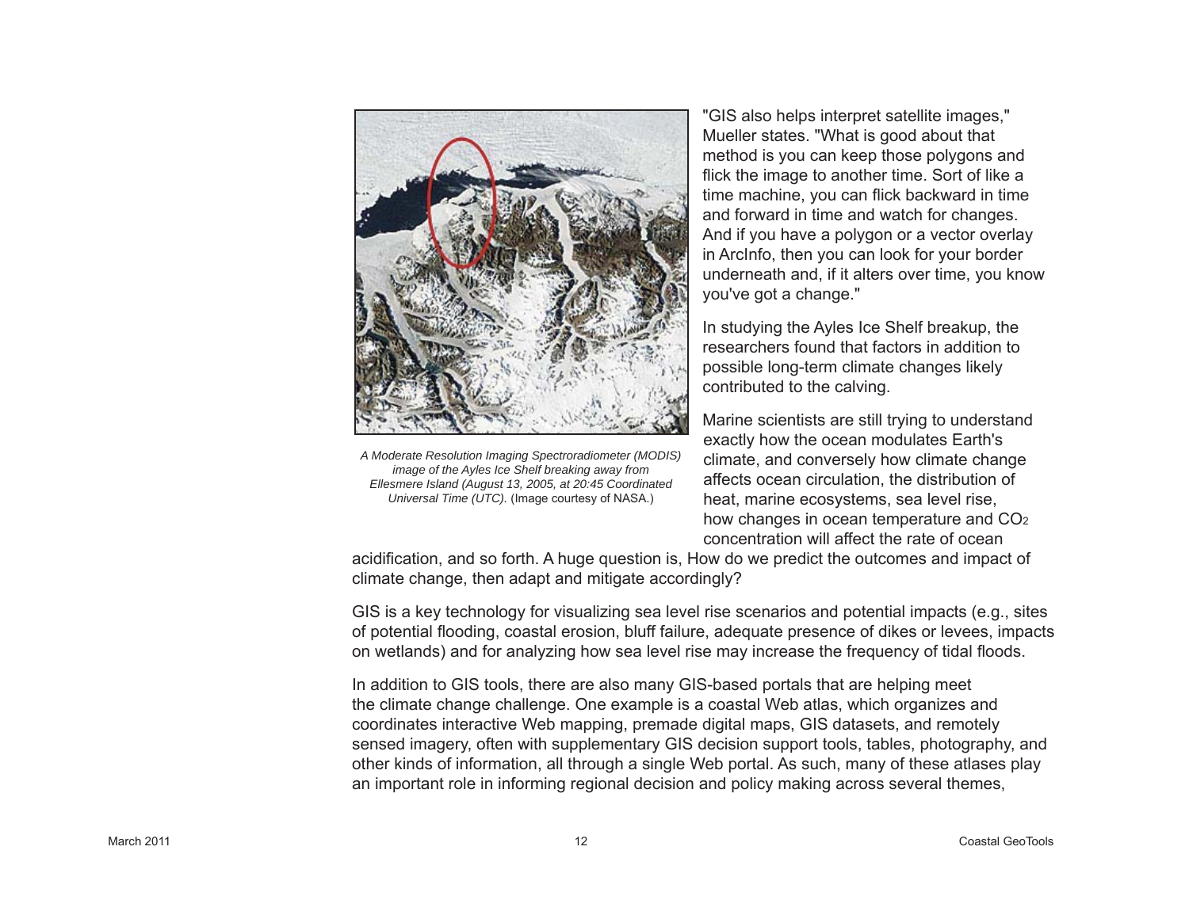*A Moderate Resolution Imaging Spectroradiometer (MODIS) image of the Ayles Ice Shelf breaking away from Ellesmere Island (August 13, 2005, at 20:45 Coordinated Universal Time (UTC).* (Image courtesy of NASA.)

"GIS also helps interpret satellite images," Mueller states. "What is good about that method is you can keep those polygons and flick the image to another time. Sort of like a time machine, you can flick backward in time and forward in time and watch for changes. And if you have a polygon or a vector overlay in ArcInfo, then you can look for your border underneath and, if it alters over time, you know you've got a change."

In studying the Ayles Ice Shelf breakup, the researchers found that factors in addition to possible long-term climate changes likely contributed to the calving.

Marine scientists are still trying to understand exactly how the ocean modulates Earth's climate, and conversely how climate change affects ocean circulation, the distribution of heat, marine ecosystems, sea level rise, how changes in ocean temperature and $CO_2$ concentration will affect the rate of ocean acidification, and so forth. A huge question is, How do we predict the outcomes and impact of climate change, then adapt and mitigate accordingly?

GIS is a key technology for visualizing sea level rise scenarios and potential impacts (e.g., sites of potential flooding, coastal erosion, bluff failure, adequate presence of dikes or levees, impacts on wetlands) and for analyzing how sea level rise may increase the frequency of tidal floods.

In addition to GIS tools, there are also many GIS-based portals that are helping meet the climate change challenge. One example is a coastal Web atlas, which organizes and coordinates interactive Web mapping, premade digital maps, GIS datasets, and remotely sensed imagery, often with supplementary GIS decision support tools, tables, photography, and other kinds of information, all through a single Web portal. As such, many of these atlases play an important role in informing regional decision and policy making across several themes,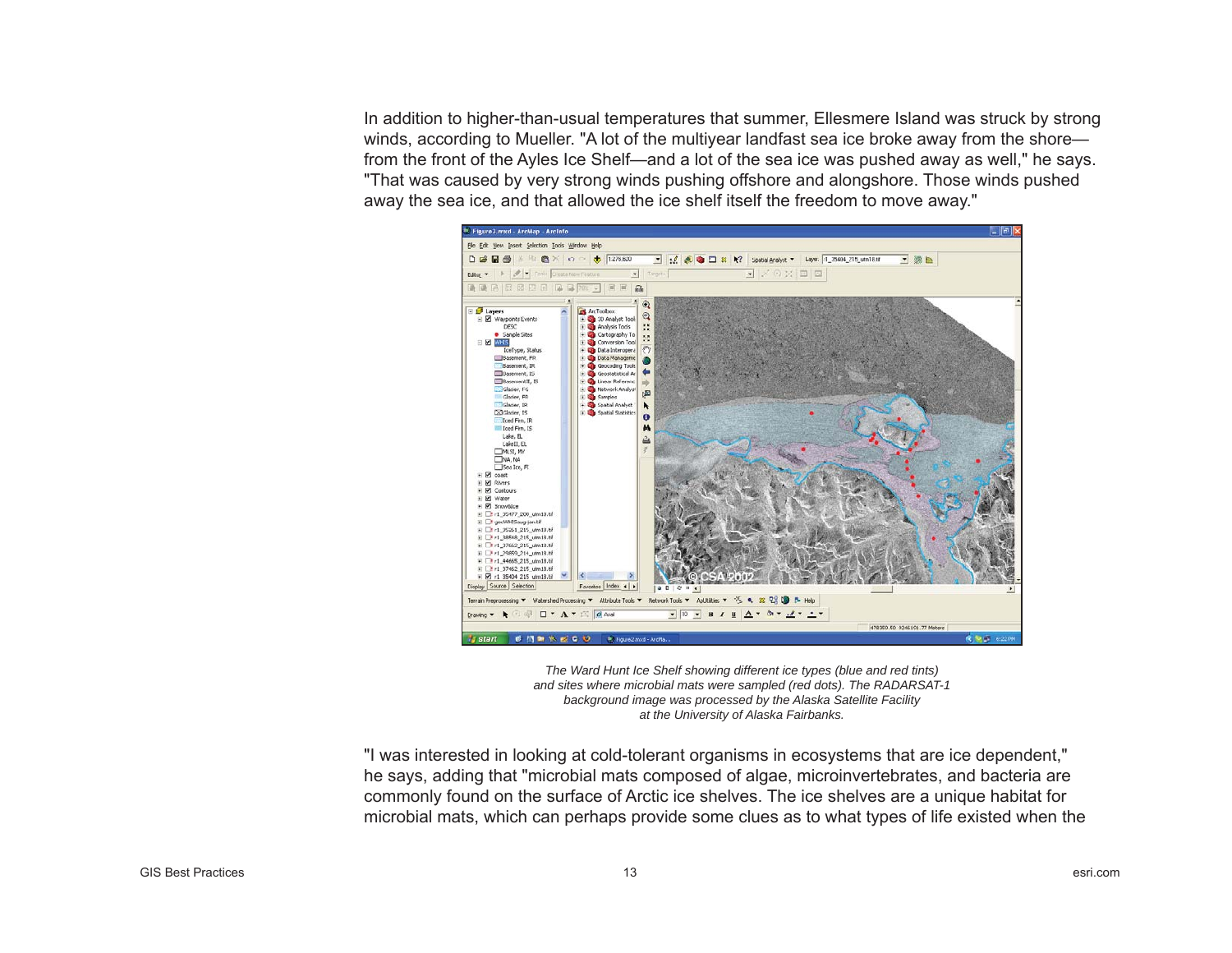In addition to higher-than-usual temperatures that summer, Ellesmere Island was struck by strong winds, according to Mueller. "A lot of the multiyear landfast sea ice broke away from the shore—from the front of the Ayles Ice Shelf—and a lot of the sea ice was pushed away as well," he says. "That was caused by very strong winds pushing offshore and alongshore. Those winds pushed away the sea ice, and that allowed the ice shelf itself the freedom to move away."

*The Ward Hunt Ice Shelf showing different ice types (blue and red tints) and sites where microbial mats were sampled (red dots). The RADARSAT-1 background image was processed by the Alaska Satellite Facility at the University of Alaska Fairbanks.*

"I was interested in looking at cold-tolerant organisms in ecosystems that are ice dependent," he says, adding that "microbial mats composed of algae, microinvertebrates, and bacteria are commonly found on the surface of Arctic ice shelves. The ice shelves are a unique habitat for microbial mats, which can perhaps provide some clues as to what types of life existed when the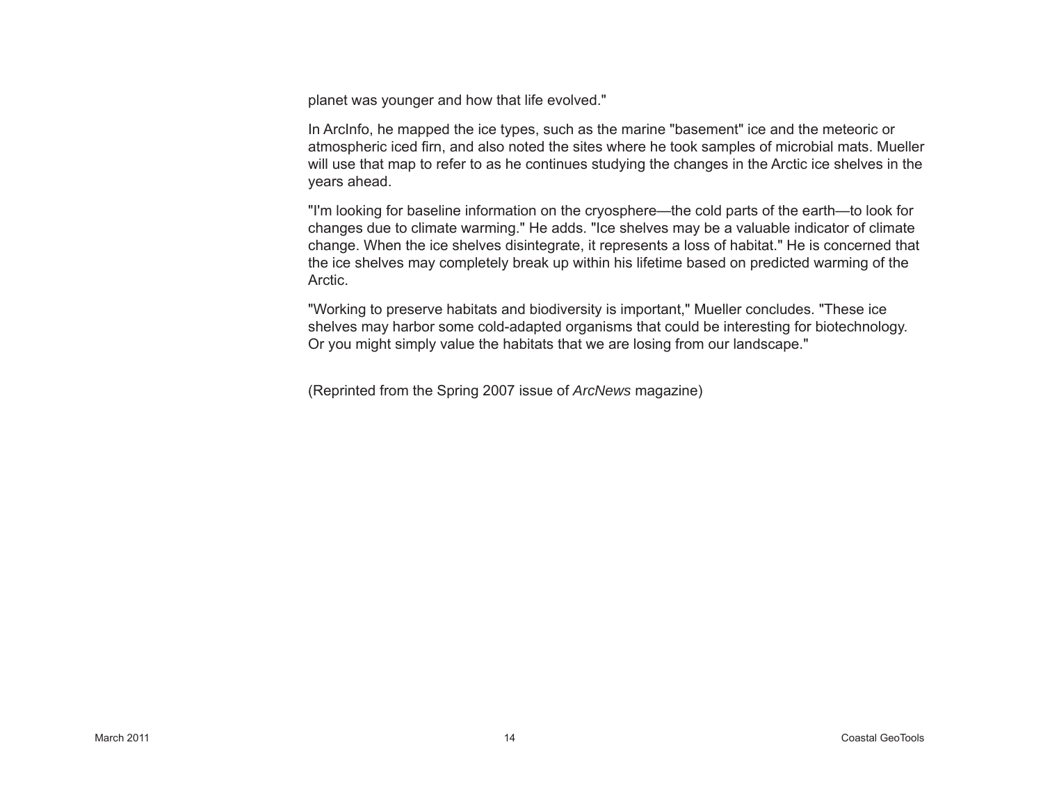planet was younger and how that life evolved."

In ArcInfo, he mapped the ice types, such as the marine "basement" ice and the meteoric or atmospheric iced firn, and also noted the sites where he took samples of microbial mats. Mueller will use that map to refer to as he continues studying the changes in the Arctic ice shelves in the years ahead.

"I'm looking for baseline information on the cryosphere—the cold parts of the earth—to look for changes due to climate warming." He adds. "Ice shelves may be a valuable indicator of climate change. When the ice shelves disintegrate, it represents a loss of habitat." He is concerned that the ice shelves may completely break up within his lifetime based on predicted warming of the Arctic.

"Working to preserve habitats and biodiversity is important," Mueller concludes. "These ice shelves may harbor some cold-adapted organisms that could be interesting for biotechnology. Or you might simply value the habitats that we are losing from our landscape."

(Reprinted from the Spring 2007 issue of *ArcNews* magazine)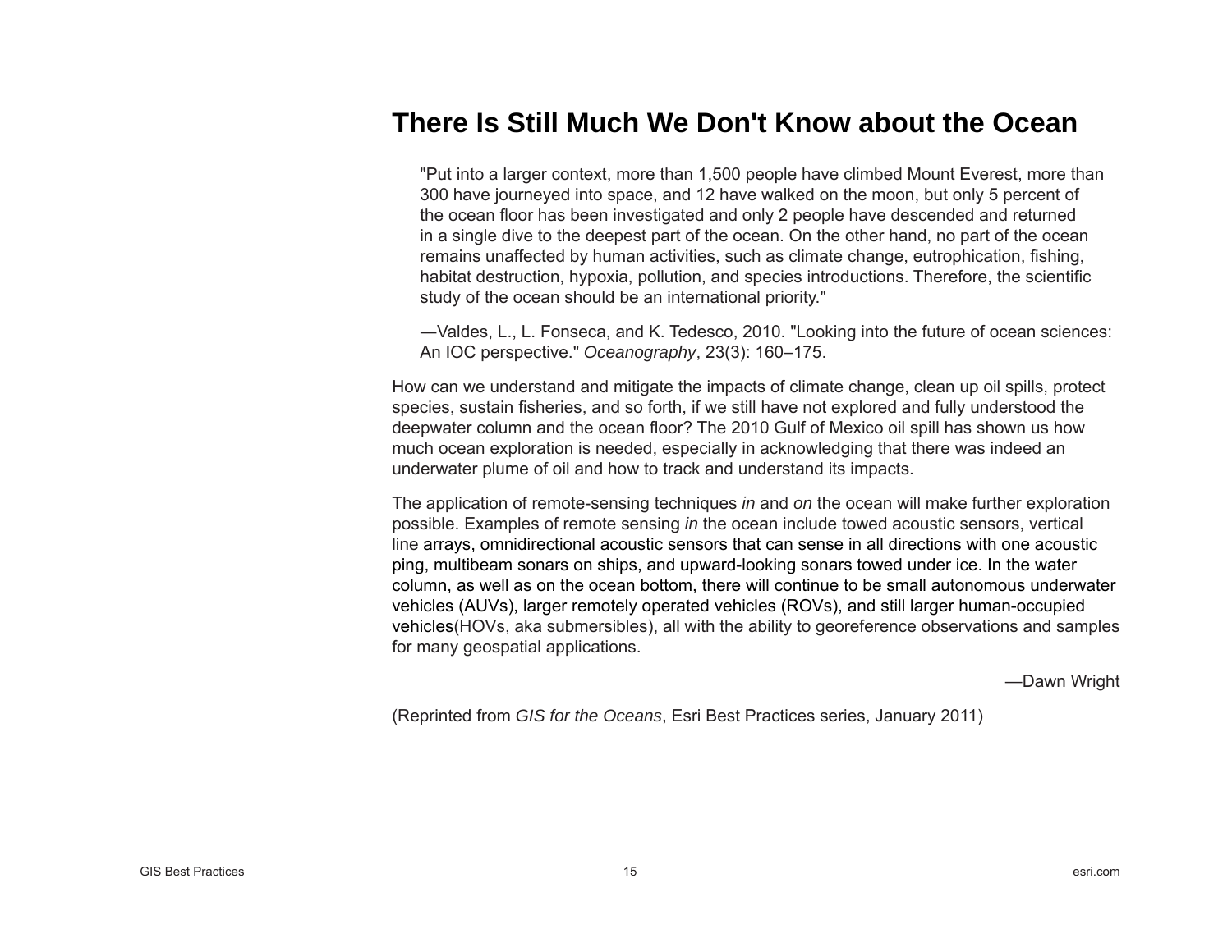# There Is Still Much We Don't Know about the Ocean

> "Put into a larger context, more than 1,500 people have climbed Mount Everest, more than 300 have journeyed into space, and 12 have walked on the moon, but only 5 percent of the ocean floor has been investigated and only 2 people have descended and returned in a single dive to the deepest part of the ocean. On the other hand, no part of the ocean remains unaffected by human activities, such as climate change, eutrophication, fishing, habitat destruction, hypoxia, pollution, and species introductions. Therefore, the scientific study of the ocean should be an international priority."
>
> —Valdes, L., L. Fonseca, and K. Tedesco, 2010. "Looking into the future of ocean sciences: An IOC perspective." *Oceanography*, 23(3): 160–175.

How can we understand and mitigate the impacts of climate change, clean up oil spills, protect species, sustain fisheries, and so forth, if we still have not explored and fully understood the deepwater column and the ocean floor? The 2010 Gulf of Mexico oil spill has shown us how much ocean exploration is needed, especially in acknowledging that there was indeed an underwater plume of oil and how to track and understand its impacts.

The application of remote-sensing techniques *in* and *on* the ocean will make further exploration possible. Examples of remote sensing *in* the ocean include towed acoustic sensors, vertical line arrays, omnidirectional acoustic sensors that can sense in all directions with one acoustic ping, multibeam sonars on ships, and upward-looking sonars towed under ice. In the water column, as well as on the ocean bottom, there will continue to be small autonomous underwater vehicles (AUVs), larger remotely operated vehicles (ROVs), and still larger human-occupied vehicles(HOVs, aka submersibles), all with the ability to georeference observations and samples for many geospatial applications.

—Dawn Wright

(Reprinted from *GIS for the Oceans*, Esri Best Practices series, January 2011)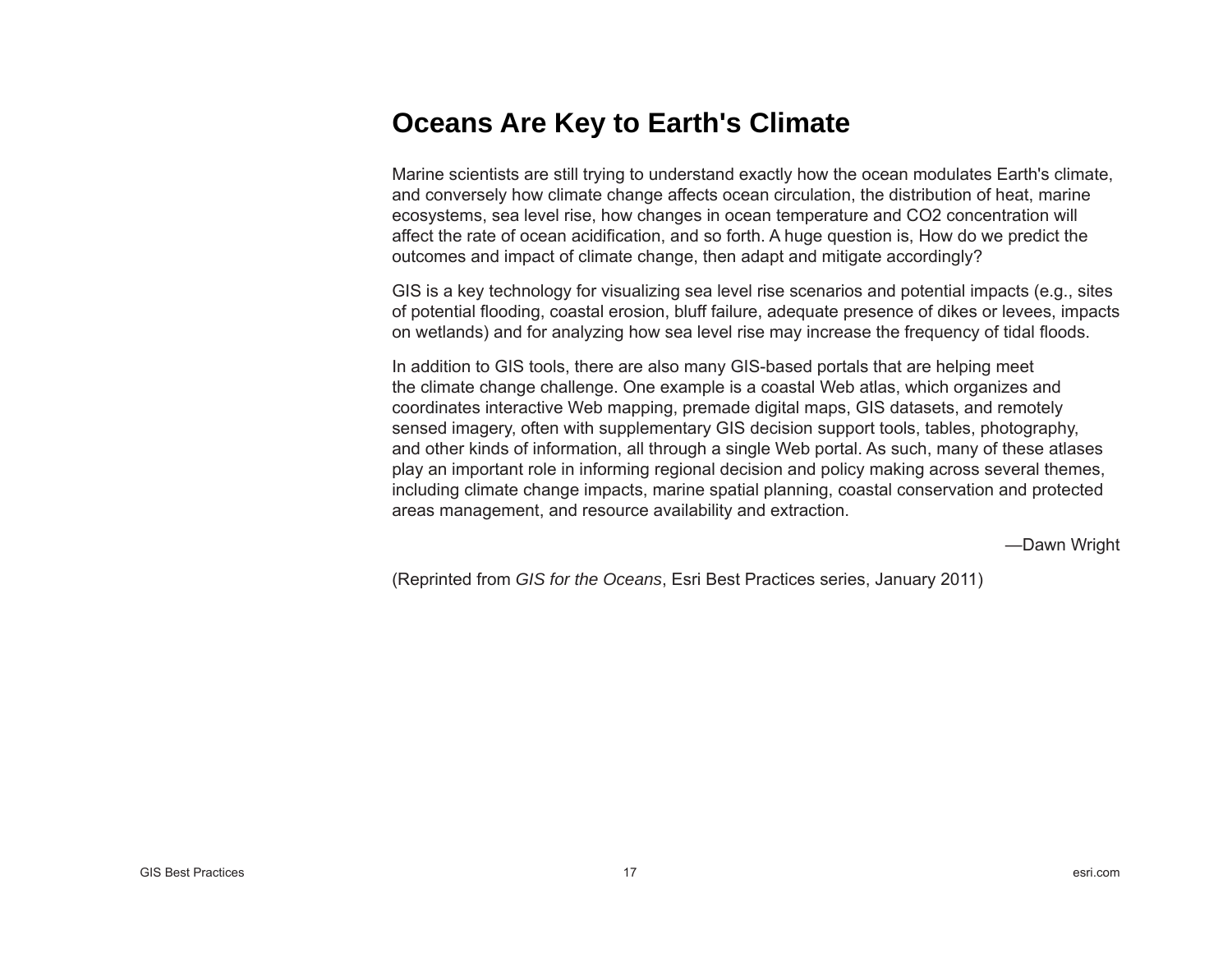# Oceans Are Key to Earth's Climate

Marine scientists are still trying to understand exactly how the ocean modulates Earth's climate, and conversely how climate change affects ocean circulation, the distribution of heat, marine ecosystems, sea level rise, how changes in ocean temperature and $CO_2$ concentration will affect the rate of ocean acidification, and so forth. A huge question is, How do we predict the outcomes and impact of climate change, then adapt and mitigate accordingly?

GIS is a key technology for visualizing sea level rise scenarios and potential impacts (e.g., sites of potential flooding, coastal erosion, bluff failure, adequate presence of dikes or levees, impacts on wetlands) and for analyzing how sea level rise may increase the frequency of tidal floods.

In addition to GIS tools, there are also many GIS-based portals that are helping meet the climate change challenge. One example is a coastal Web atlas, which organizes and coordinates interactive Web mapping, premade digital maps, GIS datasets, and remotely sensed imagery, often with supplementary GIS decision support tools, tables, photography, and other kinds of information, all through a single Web portal. As such, many of these atlases play an important role in informing regional decision and policy making across several themes, including climate change impacts, marine spatial planning, coastal conservation and protected areas management, and resource availability and extraction.

—Dawn Wright

(Reprinted from *GIS for the Oceans*, Esri Best Practices series, January 2011)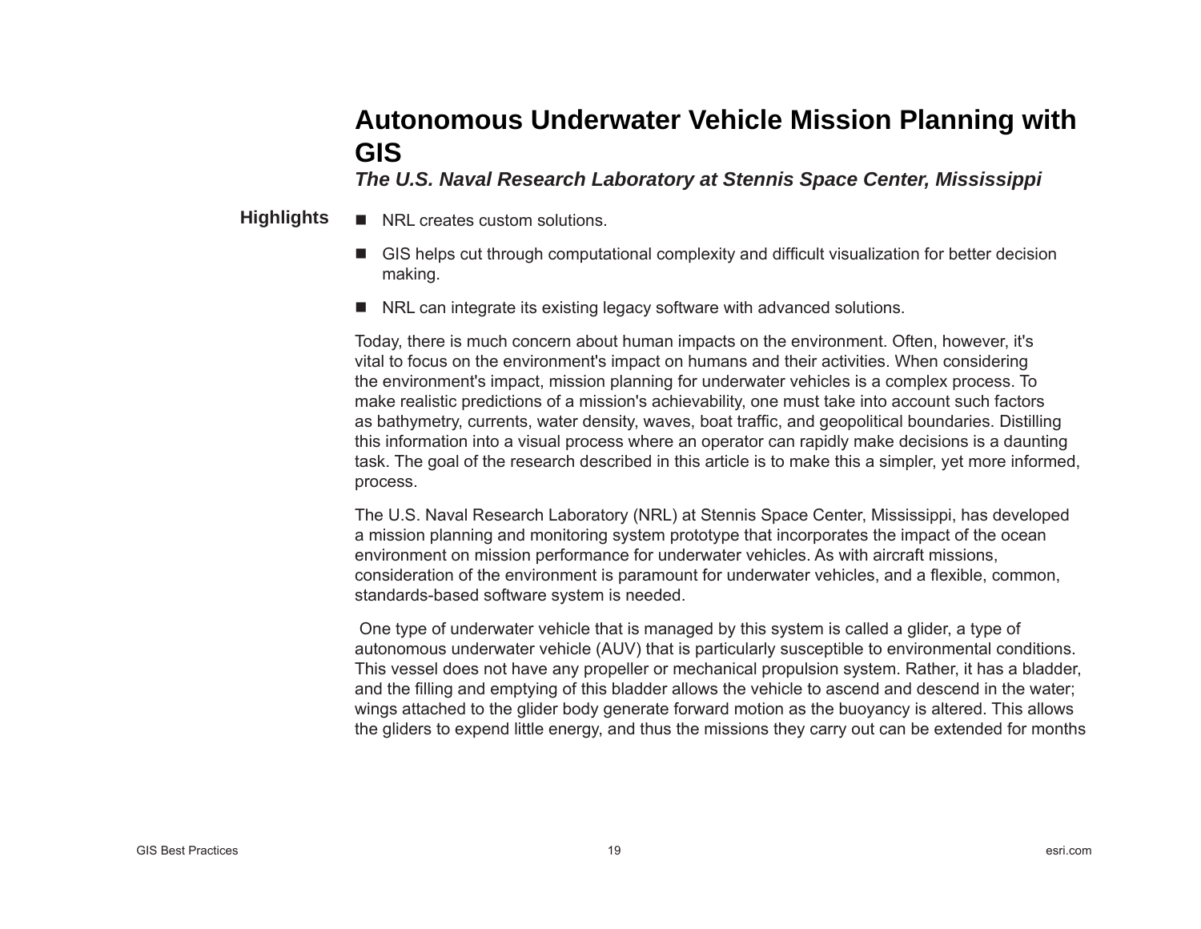# Autonomous Underwater Vehicle Mission Planning with GIS

***The U.S. Naval Research Laboratory at Stennis Space Center, Mississippi***

**Highlights**

- NRL creates custom solutions.
- GIS helps cut through computational complexity and difficult visualization for better decision making.
- NRL can integrate its existing legacy software with advanced solutions.

Today, there is much concern about human impacts on the environment. Often, however, it's vital to focus on the environment's impact on humans and their activities. When considering the environment's impact, mission planning for underwater vehicles is a complex process. To make realistic predictions of a mission's achievability, one must take into account such factors as bathymetry, currents, water density, waves, boat traffic, and geopolitical boundaries. Distilling this information into a visual process where an operator can rapidly make decisions is a daunting task. The goal of the research described in this article is to make this a simpler, yet more informed, process.

The U.S. Naval Research Laboratory (NRL) at Stennis Space Center, Mississippi, has developed a mission planning and monitoring system prototype that incorporates the impact of the ocean environment on mission performance for underwater vehicles. As with aircraft missions, consideration of the environment is paramount for underwater vehicles, and a flexible, common, standards-based software system is needed.

One type of underwater vehicle that is managed by this system is called a glider, a type of autonomous underwater vehicle (AUV) that is particularly susceptible to environmental conditions. This vessel does not have any propeller or mechanical propulsion system. Rather, it has a bladder, and the filling and emptying of this bladder allows the vehicle to ascend and descend in the water; wings attached to the glider body generate forward motion as the buoyancy is altered. This allows the gliders to expend little energy, and thus the missions they carry out can be extended for months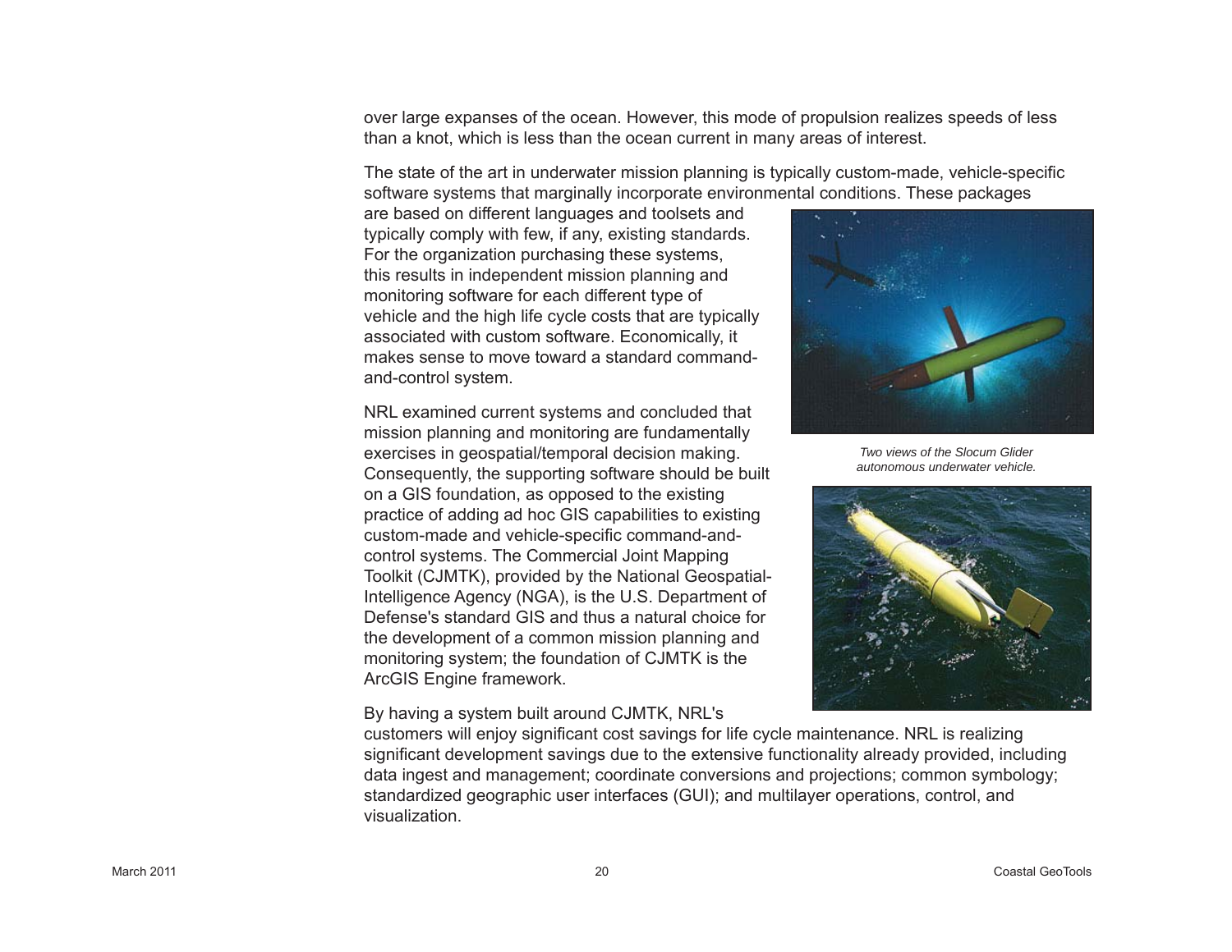over large expanses of the ocean. However, this mode of propulsion realizes speeds of less than a knot, which is less than the ocean current in many areas of interest.

The state of the art in underwater mission planning is typically custom-made, vehicle-specific software systems that marginally incorporate environmental conditions. These packages are based on different languages and toolsets and typically comply with few, if any, existing standards. For the organization purchasing these systems, this results in independent mission planning and monitoring software for each different type of vehicle and the high life cycle costs that are typically associated with custom software. Economically, it makes sense to move toward a standard command-and-control system.

*Two views of the Slocum Glider autonomous underwater vehicle.*

NRL examined current systems and concluded that mission planning and monitoring are fundamentally exercises in geospatial/temporal decision making. Consequently, the supporting software should be built on a GIS foundation, as opposed to the existing practice of adding ad hoc GIS capabilities to existing custom-made and vehicle-specific command-and-control systems. The Commercial Joint Mapping Toolkit (CJMTK), provided by the National Geospatial-Intelligence Agency (NGA), is the U.S. Department of Defense's standard GIS and thus a natural choice for the development of a common mission planning and monitoring system; the foundation of CJMTK is the ArcGIS Engine framework.

By having a system built around CJMTK, NRL's customers will enjoy significant cost savings for life cycle maintenance. NRL is realizing significant development savings due to the extensive functionality already provided, including data ingest and management; coordinate conversions and projections; common symbology; standardized geographic user interfaces (GUI); and multilayer operations, control, and visualization.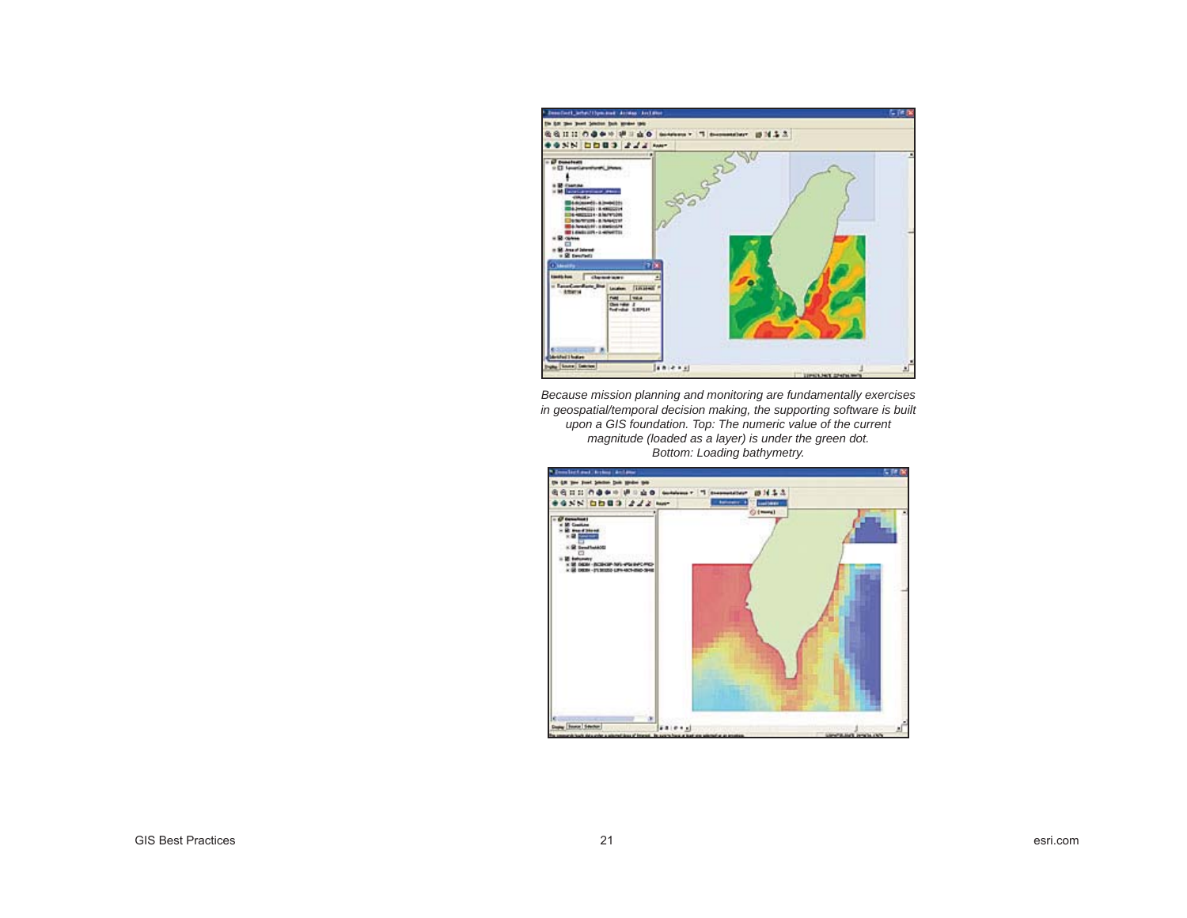*Because mission planning and monitoring are fundamentally exercises in geospatial/temporal decision making, the supporting software is built upon a GIS foundation. Top: The numeric value of the current magnitude (loaded as a layer) is under the green dot. Bottom: Loading bathymetry.*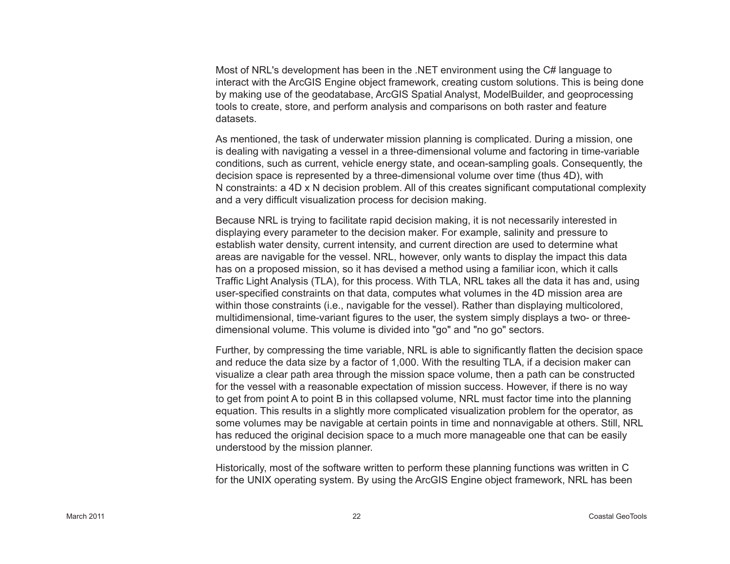Most of NRL's development has been in the .NET environment using the C# language to interact with the ArcGIS Engine object framework, creating custom solutions. This is being done by making use of the geodatabase, ArcGIS Spatial Analyst, ModelBuilder, and geoprocessing tools to create, store, and perform analysis and comparisons on both raster and feature datasets.

As mentioned, the task of underwater mission planning is complicated. During a mission, one is dealing with navigating a vessel in a three-dimensional volume and factoring in time-variable conditions, such as current, vehicle energy state, and ocean-sampling goals. Consequently, the decision space is represented by a three-dimensional volume over time (thus 4D), with N constraints: a 4D x N decision problem. All of this creates significant computational complexity and a very difficult visualization process for decision making.

Because NRL is trying to facilitate rapid decision making, it is not necessarily interested in displaying every parameter to the decision maker. For example, salinity and pressure to establish water density, current intensity, and current direction are used to determine what areas are navigable for the vessel. NRL, however, only wants to display the impact this data has on a proposed mission, so it has devised a method using a familiar icon, which it calls Traffic Light Analysis (TLA), for this process. With TLA, NRL takes all the data it has and, using user-specified constraints on that data, computes what volumes in the 4D mission area are within those constraints (i.e., navigable for the vessel). Rather than displaying multicolored, multidimensional, time-variant figures to the user, the system simply displays a two- or three-dimensional volume. This volume is divided into "go" and "no go" sectors.

Further, by compressing the time variable, NRL is able to significantly flatten the decision space and reduce the data size by a factor of 1,000. With the resulting TLA, if a decision maker can visualize a clear path area through the mission space volume, then a path can be constructed for the vessel with a reasonable expectation of mission success. However, if there is no way to get from point A to point B in this collapsed volume, NRL must factor time into the planning equation. This results in a slightly more complicated visualization problem for the operator, as some volumes may be navigable at certain points in time and nonnavigable at others. Still, NRL has reduced the original decision space to a much more manageable one that can be easily understood by the mission planner.

Historically, most of the software written to perform these planning functions was written in C for the UNIX operating system. By using the ArcGIS Engine object framework, NRL has been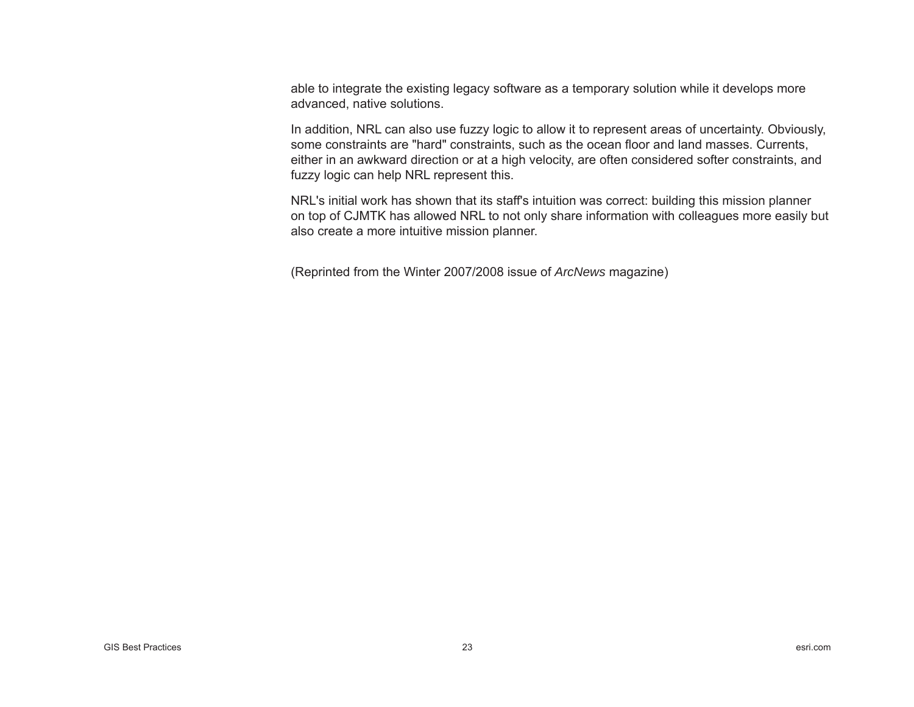able to integrate the existing legacy software as a temporary solution while it develops more advanced, native solutions.

In addition, NRL can also use fuzzy logic to allow it to represent areas of uncertainty. Obviously, some constraints are "hard" constraints, such as the ocean floor and land masses. Currents, either in an awkward direction or at a high velocity, are often considered softer constraints, and fuzzy logic can help NRL represent this.

NRL's initial work has shown that its staff's intuition was correct: building this mission planner on top of CJMTK has allowed NRL to not only share information with colleagues more easily but also create a more intuitive mission planner.

(Reprinted from the Winter 2007/2008 issue of *ArcNews* magazine)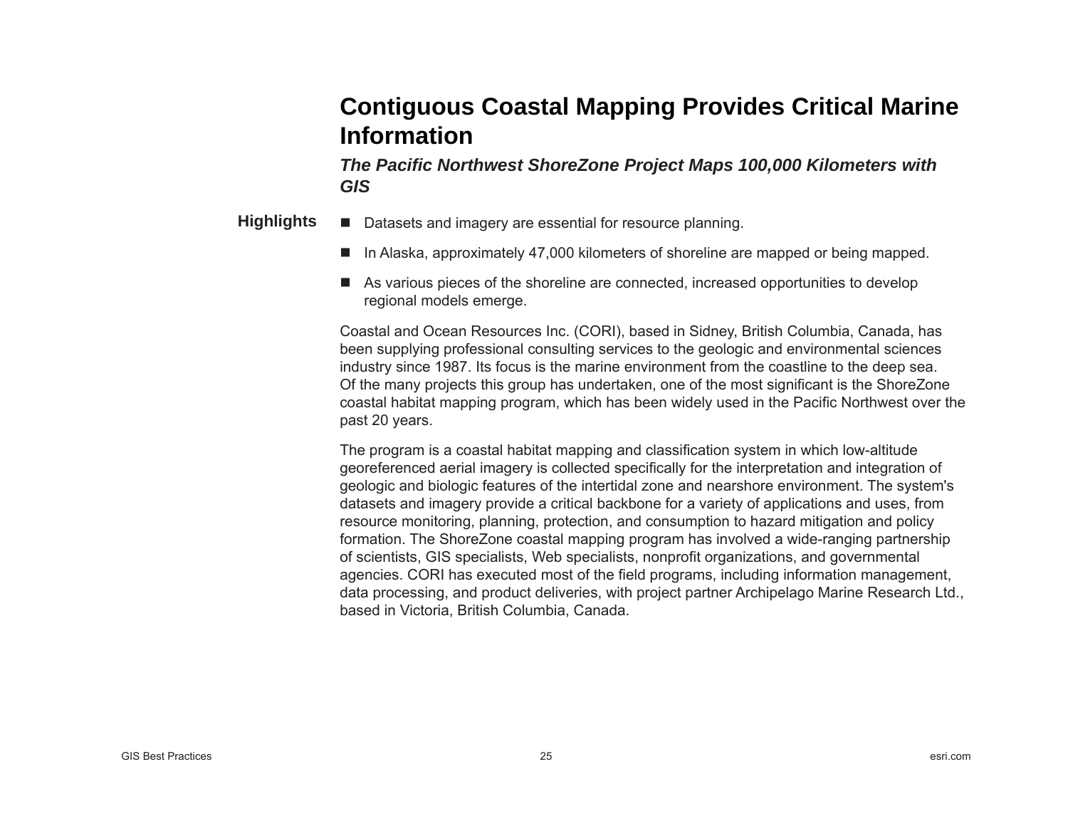# Contiguous Coastal Mapping Provides Critical Marine Information

***The Pacific Northwest ShoreZone Project Maps 100,000 Kilometers with GIS***

**Highlights**

- Datasets and imagery are essential for resource planning.
- In Alaska, approximately 47,000 kilometers of shoreline are mapped or being mapped.
- As various pieces of the shoreline are connected, increased opportunities to develop regional models emerge.

Coastal and Ocean Resources Inc. (CORI), based in Sidney, British Columbia, Canada, has been supplying professional consulting services to the geologic and environmental sciences industry since 1987. Its focus is the marine environment from the coastline to the deep sea. Of the many projects this group has undertaken, one of the most significant is the ShoreZone coastal habitat mapping program, which has been widely used in the Pacific Northwest over the past 20 years.

The program is a coastal habitat mapping and classification system in which low-altitude georeferenced aerial imagery is collected specifically for the interpretation and integration of geologic and biologic features of the intertidal zone and nearshore environment. The system's datasets and imagery provide a critical backbone for a variety of applications and uses, from resource monitoring, planning, protection, and consumption to hazard mitigation and policy formation. The ShoreZone coastal mapping program has involved a wide-ranging partnership of scientists, GIS specialists, Web specialists, nonprofit organizations, and governmental agencies. CORI has executed most of the field programs, including information management, data processing, and product deliveries, with project partner Archipelago Marine Research Ltd., based in Victoria, British Columbia, Canada.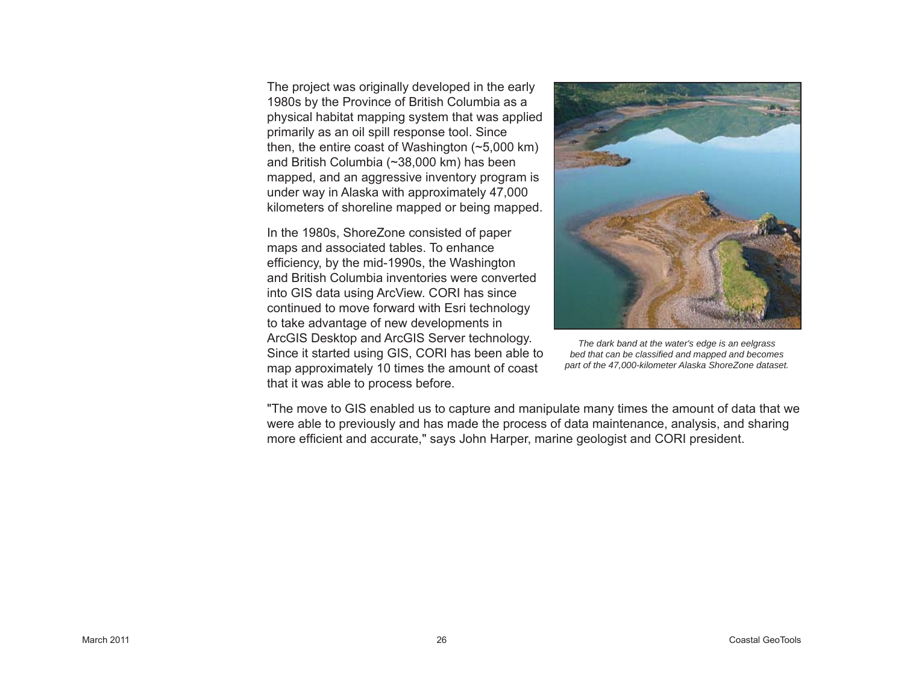The project was originally developed in the early 1980s by the Province of British Columbia as a physical habitat mapping system that was applied primarily as an oil spill response tool. Since then, the entire coast of Washington (~5,000 km) and British Columbia (~38,000 km) has been mapped, and an aggressive inventory program is under way in Alaska with approximately 47,000 kilometers of shoreline mapped or being mapped.

In the 1980s, ShoreZone consisted of paper maps and associated tables. To enhance efficiency, by the mid-1990s, the Washington and British Columbia inventories were converted into GIS data using ArcView. CORI has since continued to move forward with Esri technology to take advantage of new developments in ArcGIS Desktop and ArcGIS Server technology. Since it started using GIS, CORI has been able to map approximately 10 times the amount of coast that it was able to process before.

*The dark band at the water's edge is an eelgrass bed that can be classified and mapped and becomes part of the 47,000-kilometer Alaska ShoreZone dataset.*

"The move to GIS enabled us to capture and manipulate many times the amount of data that we were able to previously and has made the process of data maintenance, analysis, and sharing more efficient and accurate," says John Harper, marine geologist and CORI president.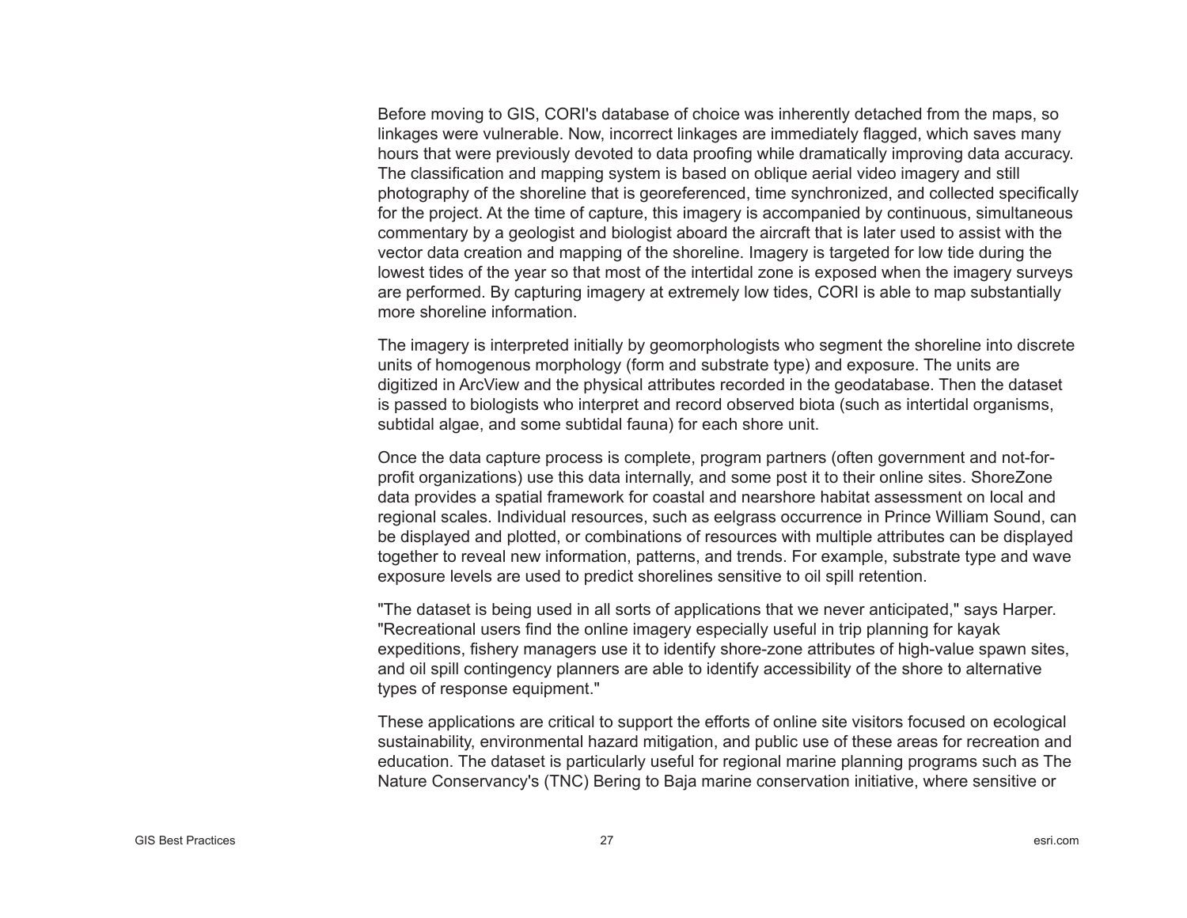Before moving to GIS, CORI's database of choice was inherently detached from the maps, so linkages were vulnerable. Now, incorrect linkages are immediately flagged, which saves many hours that were previously devoted to data proofing while dramatically improving data accuracy. The classification and mapping system is based on oblique aerial video imagery and still photography of the shoreline that is georeferenced, time synchronized, and collected specifically for the project. At the time of capture, this imagery is accompanied by continuous, simultaneous commentary by a geologist and biologist aboard the aircraft that is later used to assist with the vector data creation and mapping of the shoreline. Imagery is targeted for low tide during the lowest tides of the year so that most of the intertidal zone is exposed when the imagery surveys are performed. By capturing imagery at extremely low tides, CORI is able to map substantially more shoreline information.

The imagery is interpreted initially by geomorphologists who segment the shoreline into discrete units of homogenous morphology (form and substrate type) and exposure. The units are digitized in ArcView and the physical attributes recorded in the geodatabase. Then the dataset is passed to biologists who interpret and record observed biota (such as intertidal organisms, subtidal algae, and some subtidal fauna) for each shore unit.

Once the data capture process is complete, program partners (often government and not-for-profit organizations) use this data internally, and some post it to their online sites. ShoreZone data provides a spatial framework for coastal and nearshore habitat assessment on local and regional scales. Individual resources, such as eelgrass occurrence in Prince William Sound, can be displayed and plotted, or combinations of resources with multiple attributes can be displayed together to reveal new information, patterns, and trends. For example, substrate type and wave exposure levels are used to predict shorelines sensitive to oil spill retention.

"The dataset is being used in all sorts of applications that we never anticipated," says Harper. "Recreational users find the online imagery especially useful in trip planning for kayak expeditions, fishery managers use it to identify shore-zone attributes of high-value spawn sites, and oil spill contingency planners are able to identify accessibility of the shore to alternative types of response equipment."

These applications are critical to support the efforts of online site visitors focused on ecological sustainability, environmental hazard mitigation, and public use of these areas for recreation and education. The dataset is particularly useful for regional marine planning programs such as The Nature Conservancy's (TNC) Bering to Baja marine conservation initiative, where sensitive or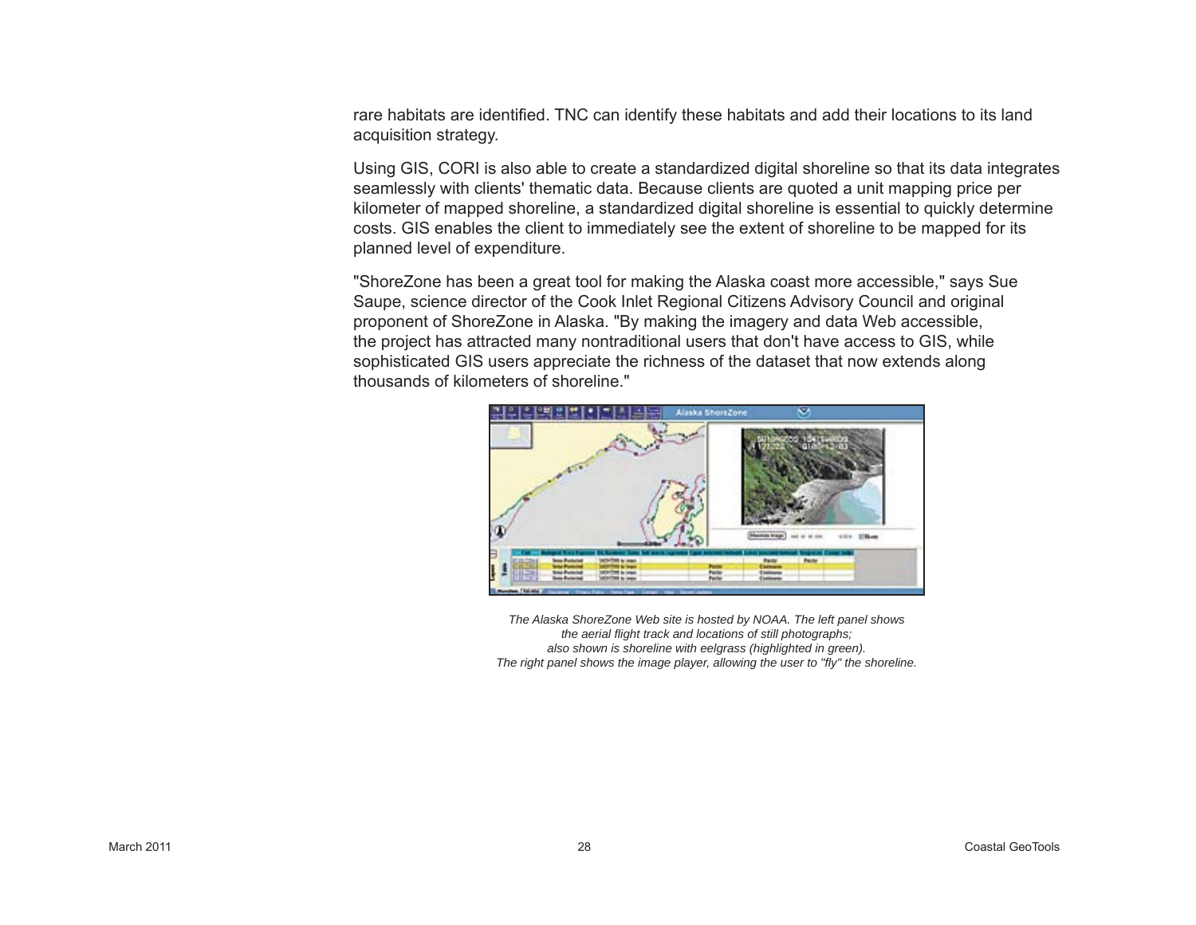rare habitats are identified. TNC can identify these habitats and add their locations to its land acquisition strategy.

Using GIS, CORI is also able to create a standardized digital shoreline so that its data integrates seamlessly with clients' thematic data. Because clients are quoted a unit mapping price per kilometer of mapped shoreline, a standardized digital shoreline is essential to quickly determine costs. GIS enables the client to immediately see the extent of shoreline to be mapped for its planned level of expenditure.

"ShoreZone has been a great tool for making the Alaska coast more accessible," says Sue Saupe, science director of the Cook Inlet Regional Citizens Advisory Council and original proponent of ShoreZone in Alaska. "By making the imagery and data Web accessible, the project has attracted many nontraditional users that don't have access to GIS, while sophisticated GIS users appreciate the richness of the dataset that now extends along thousands of kilometers of shoreline."

*The Alaska ShoreZone Web site is hosted by NOAA. The left panel shows the aerial flight track and locations of still photographs; also shown is shoreline with eelgrass (highlighted in green). The right panel shows the image player, allowing the user to "fly" the shoreline.*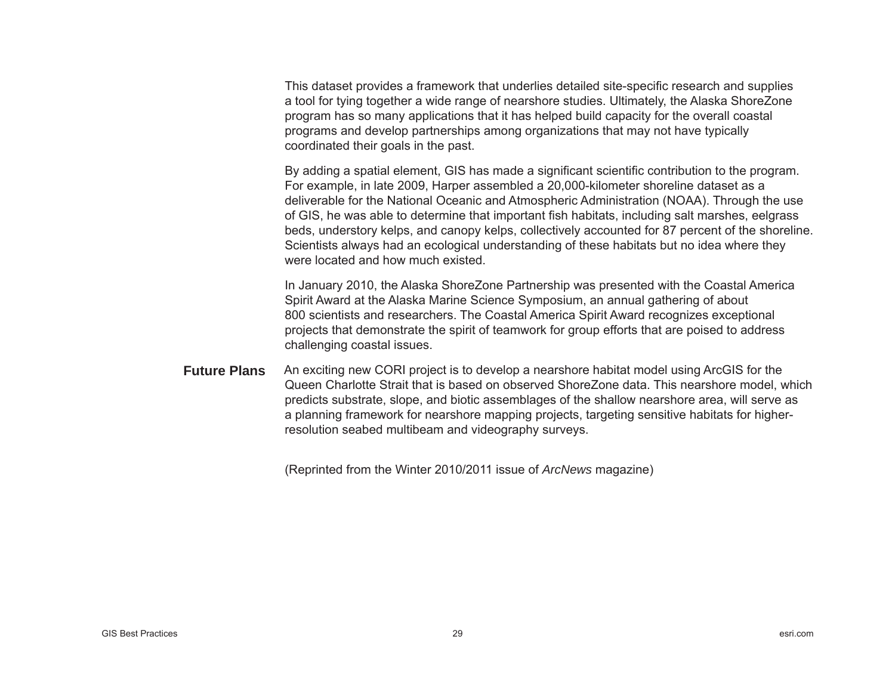This dataset provides a framework that underlies detailed site-specific research and supplies a tool for tying together a wide range of nearshore studies. Ultimately, the Alaska ShoreZone program has so many applications that it has helped build capacity for the overall coastal programs and develop partnerships among organizations that may not have typically coordinated their goals in the past.

By adding a spatial element, GIS has made a significant scientific contribution to the program. For example, in late 2009, Harper assembled a 20,000-kilometer shoreline dataset as a deliverable for the National Oceanic and Atmospheric Administration (NOAA). Through the use of GIS, he was able to determine that important fish habitats, including salt marshes, eelgrass beds, understory kelps, and canopy kelps, collectively accounted for 87 percent of the shoreline. Scientists always had an ecological understanding of these habitats but no idea where they were located and how much existed.

In January 2010, the Alaska ShoreZone Partnership was presented with the Coastal America Spirit Award at the Alaska Marine Science Symposium, an annual gathering of about 800 scientists and researchers. The Coastal America Spirit Award recognizes exceptional projects that demonstrate the spirit of teamwork for group efforts that are poised to address challenging coastal issues.

## Future Plans

An exciting new CORI project is to develop a nearshore habitat model using ArcGIS for the Queen Charlotte Strait that is based on observed ShoreZone data. This nearshore model, which predicts substrate, slope, and biotic assemblages of the shallow nearshore area, will serve as a planning framework for nearshore mapping projects, targeting sensitive habitats for higher-resolution seabed multibeam and videography surveys.

(Reprinted from the Winter 2010/2011 issue of *ArcNews* magazine)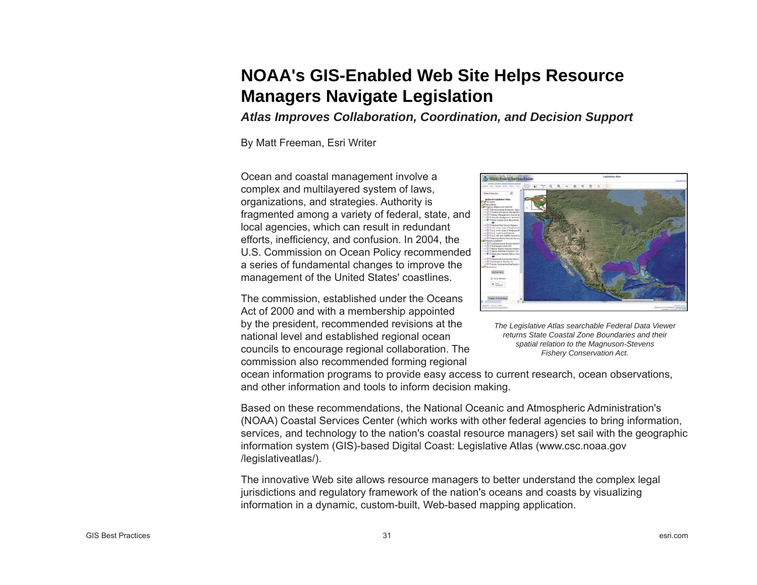# NOAA's GIS-Enabled Web Site Helps Resource Managers Navigate Legislation

***Atlas Improves Collaboration, Coordination, and Decision Support***

By Matt Freeman, Esri Writer

Ocean and coastal management involve a complex and multilayered system of laws, organizations, and strategies. Authority is fragmented among a variety of federal, state, and local agencies, which can result in redundant efforts, inefficiency, and confusion. In 2004, the U.S. Commission on Ocean Policy recommended a series of fundamental changes to improve the management of the United States' coastlines.

*The Legislative Atlas searchable Federal Data Viewer returns State Coastal Zone Boundaries and their spatial relation to the Magnuson-Stevens Fishery Conservation Act.*

The commission, established under the Oceans Act of 2000 and with a membership appointed by the president, recommended revisions at the national level and established regional ocean councils to encourage regional collaboration. The commission also recommended forming regional ocean information programs to provide easy access to current research, ocean observations, and other information and tools to inform decision making.

Based on these recommendations, the National Oceanic and Atmospheric Administration's (NOAA) Coastal Services Center (which works with other federal agencies to bring information, services, and technology to the nation's coastal resource managers) set sail with the geographic information system (GIS)-based Digital Coast: Legislative Atlas (www.csc.noaa.gov /legislativeatlas/).

The innovative Web site allows resource managers to better understand the complex legal jurisdictions and regulatory framework of the nation's oceans and coasts by visualizing information in a dynamic, custom-built, Web-based mapping application.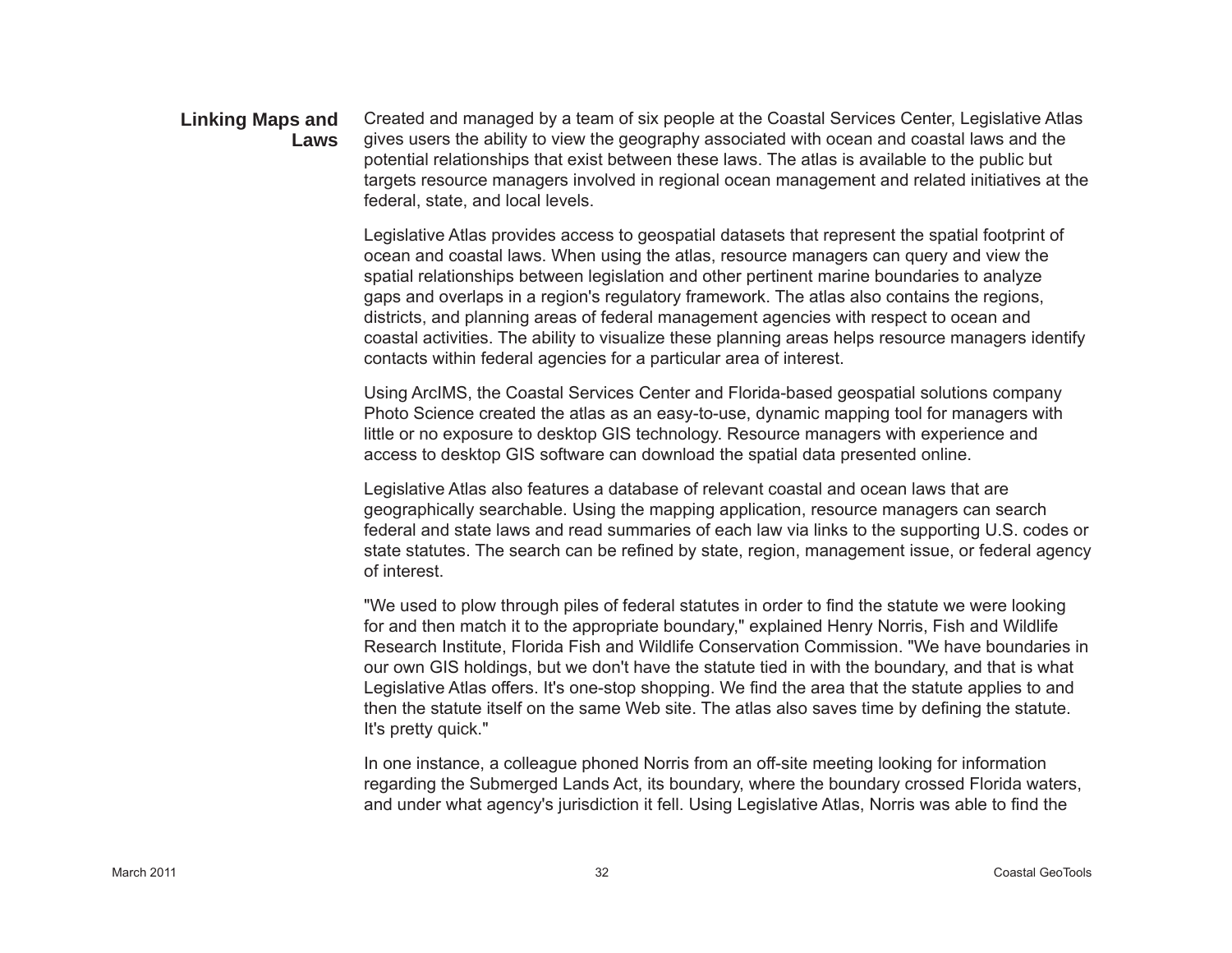## Linking Maps and Laws

Created and managed by a team of six people at the Coastal Services Center, Legislative Atlas gives users the ability to view the geography associated with ocean and coastal laws and the potential relationships that exist between these laws. The atlas is available to the public but targets resource managers involved in regional ocean management and related initiatives at the federal, state, and local levels.

Legislative Atlas provides access to geospatial datasets that represent the spatial footprint of ocean and coastal laws. When using the atlas, resource managers can query and view the spatial relationships between legislation and other pertinent marine boundaries to analyze gaps and overlaps in a region's regulatory framework. The atlas also contains the regions, districts, and planning areas of federal management agencies with respect to ocean and coastal activities. The ability to visualize these planning areas helps resource managers identify contacts within federal agencies for a particular area of interest.

Using ArcIMS, the Coastal Services Center and Florida-based geospatial solutions company Photo Science created the atlas as an easy-to-use, dynamic mapping tool for managers with little or no exposure to desktop GIS technology. Resource managers with experience and access to desktop GIS software can download the spatial data presented online.

Legislative Atlas also features a database of relevant coastal and ocean laws that are geographically searchable. Using the mapping application, resource managers can search federal and state laws and read summaries of each law via links to the supporting U.S. codes or state statutes. The search can be refined by state, region, management issue, or federal agency of interest.

"We used to plow through piles of federal statutes in order to find the statute we were looking for and then match it to the appropriate boundary," explained Henry Norris, Fish and Wildlife Research Institute, Florida Fish and Wildlife Conservation Commission. "We have boundaries in our own GIS holdings, but we don't have the statute tied in with the boundary, and that is what Legislative Atlas offers. It's one-stop shopping. We find the area that the statute applies to and then the statute itself on the same Web site. The atlas also saves time by defining the statute. It's pretty quick."

In one instance, a colleague phoned Norris from an off-site meeting looking for information regarding the Submerged Lands Act, its boundary, where the boundary crossed Florida waters, and under what agency's jurisdiction it fell. Using Legislative Atlas, Norris was able to find the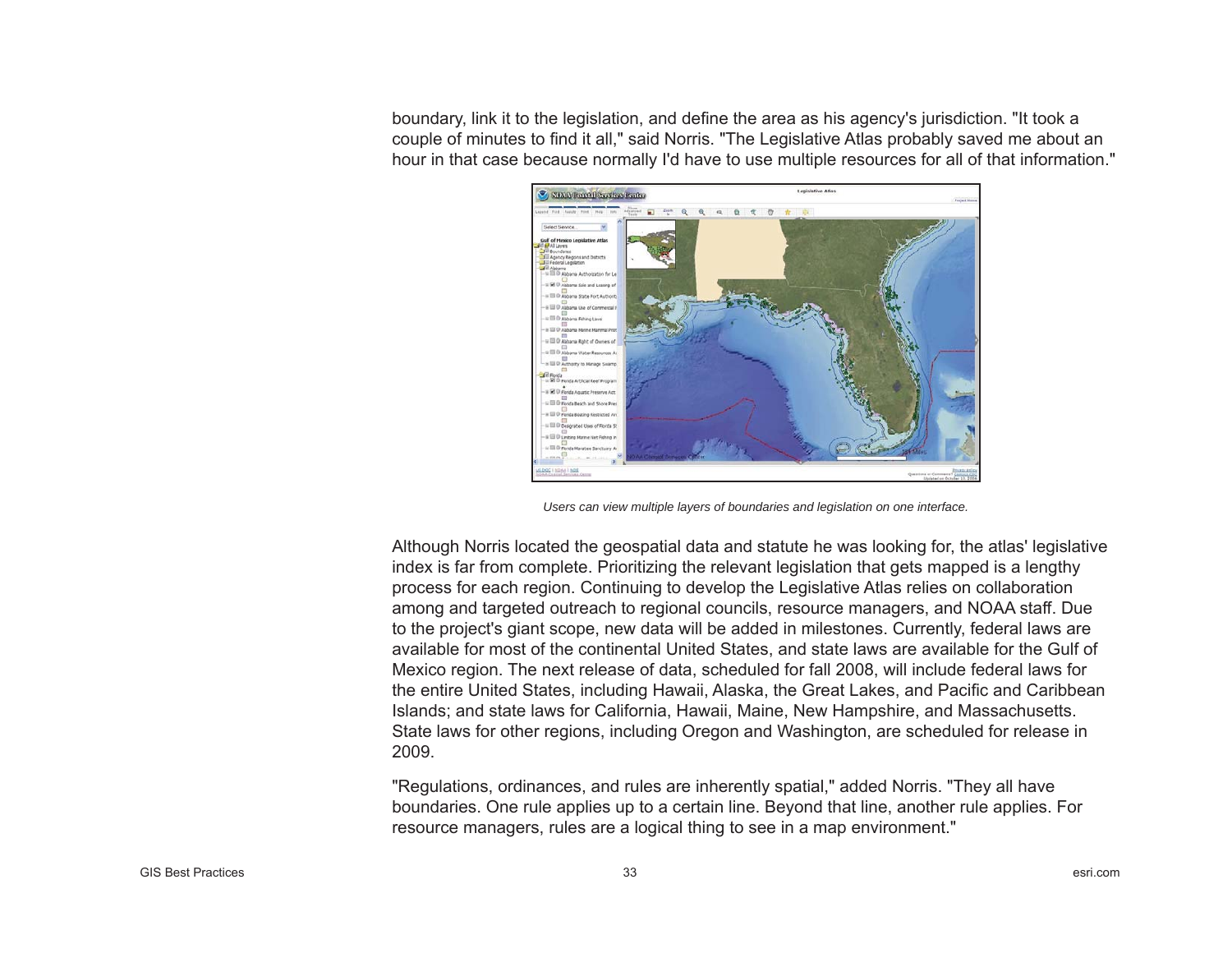boundary, link it to the legislation, and define the area as his agency's jurisdiction. "It took a couple of minutes to find it all," said Norris. "The Legislative Atlas probably saved me about an hour in that case because normally I'd have to use multiple resources for all of that information."

*Users can view multiple layers of boundaries and legislation on one interface.*

Although Norris located the geospatial data and statute he was looking for, the atlas' legislative index is far from complete. Prioritizing the relevant legislation that gets mapped is a lengthy process for each region. Continuing to develop the Legislative Atlas relies on collaboration among and targeted outreach to regional councils, resource managers, and NOAA staff. Due to the project's giant scope, new data will be added in milestones. Currently, federal laws are available for most of the continental United States, and state laws are available for the Gulf of Mexico region. The next release of data, scheduled for fall 2008, will include federal laws for the entire United States, including Hawaii, Alaska, the Great Lakes, and Pacific and Caribbean Islands; and state laws for California, Hawaii, Maine, New Hampshire, and Massachusetts. State laws for other regions, including Oregon and Washington, are scheduled for release in 2009.

"Regulations, ordinances, and rules are inherently spatial," added Norris. "They all have boundaries. One rule applies up to a certain line. Beyond that line, another rule applies. For resource managers, rules are a logical thing to see in a map environment."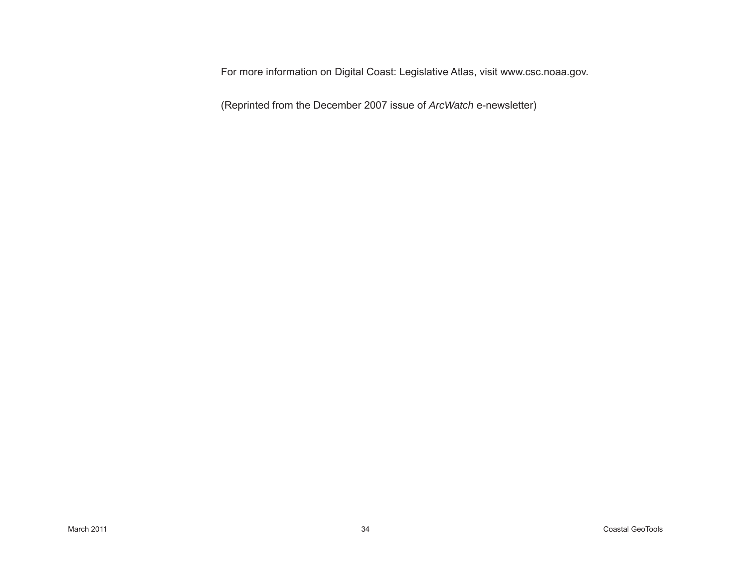For more information on Digital Coast: Legislative Atlas, visit www.csc.noaa.gov.

(Reprinted from the December 2007 issue of *ArcWatch* e-newsletter)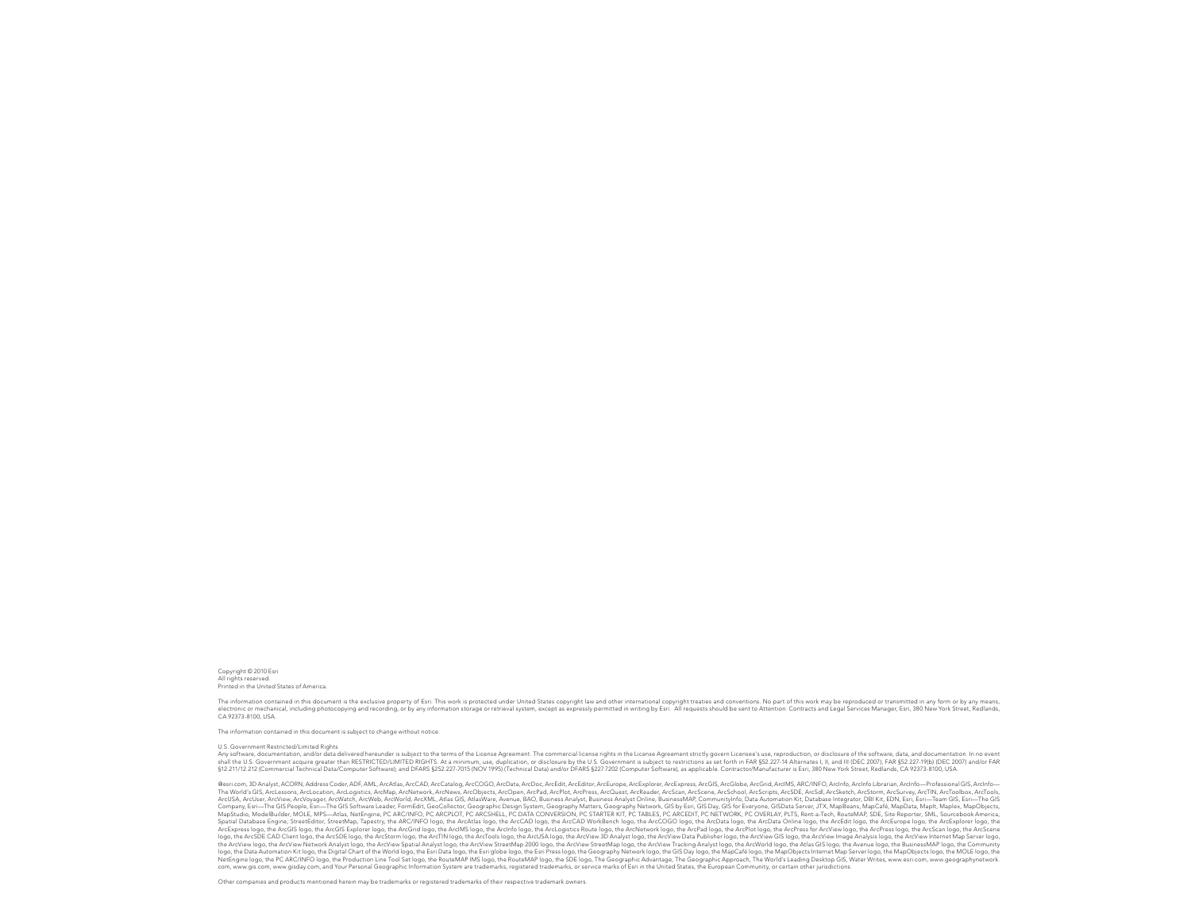Copyright © 2010 Esri
All rights reserved.
Printed in the United States of America.

The information contained in this document is the exclusive property of Esri. This work is protected under United States copyright law and other international copyright treaties and conventions. No part of this work may be reproduced or transmitted in any form or by any means, electronic or mechanical, including photocopying and recording, or by any information storage or retrieval system, except as expressly permitted in writing by Esri. All requests should be sent to Attention: Contracts and Legal Services Manager, Esri, 380 New York Street, Redlands, CA 92373-8100, USA.

The information contained in this document is subject to change without notice.

U.S. Government Restricted/Limited Rights
Any software, documentation, and/or data delivered hereunder is subject to the terms of the License Agreement. The commercial license rights in the License Agreement strictly govern Licensee's use, reproduction, or disclosure of the software, data, and documentation. In no event shall the U.S. Government acquire greater than RESTRICTED/LIMITED RIGHTS. At a minimum, use, duplication, or disclosure by the U.S. Government is subject to restrictions as set forth in FAR §52.227-14 Alternates I, II, and III (DEC 2007); FAR §52.227-19(b) (DEC 2007) and/or FAR §12.211/12.212 (Commercial Technical Data/Computer Software); and DFARS §252.227-7015 (NOV 1995) (Technical Data) and/or DFARS §227.7202 (Computer Software), as applicable. Contractor/Manufacturer is Esri, 380 New York Street, Redlands, CA 92373-8100, USA.

@esri.com, 3D Analyst, ACORN, Address Coder, ADF, AML, ArcAtlas, ArcCAD, ArcCatalog, ArcCOGO, ArcData, ArcDoc, ArcEdit, ArcEditor, ArcEurope, ArcExplorer, ArcExpress, ArcGIS, ArcGlobe, ArcGrid, ArcIMS, ARC/INFO, ArcInfo, ArcInfo Librarian, ArcInfo—Professional GIS, ArcInfo—The World's GIS, ArcLessons, ArcLocation, ArcLogistics, ArcMap, ArcNetwork, ArcNews, ArcObjects, ArcOpen, ArcPad, ArcPlot, ArcPress, ArcQuest, ArcReader, ArcScan, ArcScene, ArcSchool, ArcScripts, ArcSDE, ArcSdl, ArcSketch, ArcStorm, ArcSurvey, ArcTIN, ArcToolbox, ArcTools, ArcUSA, ArcUser, ArcView, ArcVoyager, ArcWatch, ArcWeb, ArcWorld, ArcXML, Atlas GIS, AtlasWare, Avenue, BAO, Business Analyst, Business Analyst Online, BusinessMAP, CommunityInfo, Data Automation Kit, Database Integrator, DBI Kit, EDN, Esri, Esri—Team GIS, Esri—The GIS Company, Esri—The GIS People, Esri—The GIS Software Leader, FormEdit, GeoCollector, Geographic Design System, Geography Matters, Geography Network, GIS by Esri, GIS Day, GIS for Everyone, GISData Server, JTX, MapBeans, MapCafé, MapData, MapIt, Maplex, MapObjects, MapStudio, ModelBuilder, MOLE, MPS—Atlas, NetEngine, PC ARC/INFO, PC ARCPLOT, PC ARCSHELL, PC DATA CONVERSION, PC STARTER KIT, PC TABLES, PC ARCEDIT, PC NETWORK, PC OVERLAY, PLTS, Rent-a-Tech, RouteMAP, SDE, Site Reporter, SML, Sourcebook·America, Spatial Database Engine, StreetEditor, StreetMap, Tapestry, the ARC/INFO logo, the ArcAtlas logo, the ArcCAD logo, the ArcCAD WorkBench logo, the ArcCOGO logo, the ArcData logo, the ArcData Online logo, the ArcEdit logo, the ArcEurope logo, the ArcExplorer logo, the ArcExpress logo, the ArcGIS logo, the ArcGIS Explorer logo, the ArcGrid logo, the ArcIMS logo, the ArcInfo logo, the ArcLogistics Route logo, the ArcNetwork logo, the ArcPad logo, the ArcPlot logo, the ArcPress for ArcView logo, the ArcPress logo, the ArcScan logo, the ArcScene logo, the ArcSDE CAD Client logo, the ArcSDE logo, the ArcStorm logo, the ArcTIN logo, the ArcTools logo, the ArcUSA logo, the ArcView 3D Analyst logo, the ArcView Data Publisher logo, the ArcView GIS logo, the ArcView Image Analysis logo, the ArcView Internet Map Server logo, the ArcView logo, the ArcView Network Analyst logo, the ArcView Spatial Analyst logo, the ArcView StreetMap 2000 logo, the ArcView StreetMap logo, the ArcView Tracking Analyst logo, the ArcWorld logo, the Atlas GIS logo, the Avenue logo, the BusinessMAP logo, the Community logo, the Data Automation Kit logo, the Digital Chart of the World logo, the Esri Data logo, the Esri globe logo, the Esri Press logo, the Geography Network logo, the GIS Day logo, the MapCafé logo, the MapObjects Internet Map Server logo, the MapObjects logo, the MOLE logo, the NetEngine logo, the PC ARC/INFO logo, the Production Line Tool Set logo, the RouteMAP IMS logo, the RouteMAP logo, the SDE logo, The Geographic Advantage, The Geographic Approach, The World's Leading Desktop GIS, Water Writes, www.esri.com, www.geographynetwork.com, www.gis.com, www.gisday.com, and Your Personal Geographic Information System are trademarks, registered trademarks, or service marks of Esri in the United States, the European Community, or certain other jurisdictions.

Other companies and products mentioned herein may be trademarks or registered trademarks of their respective trademark owners.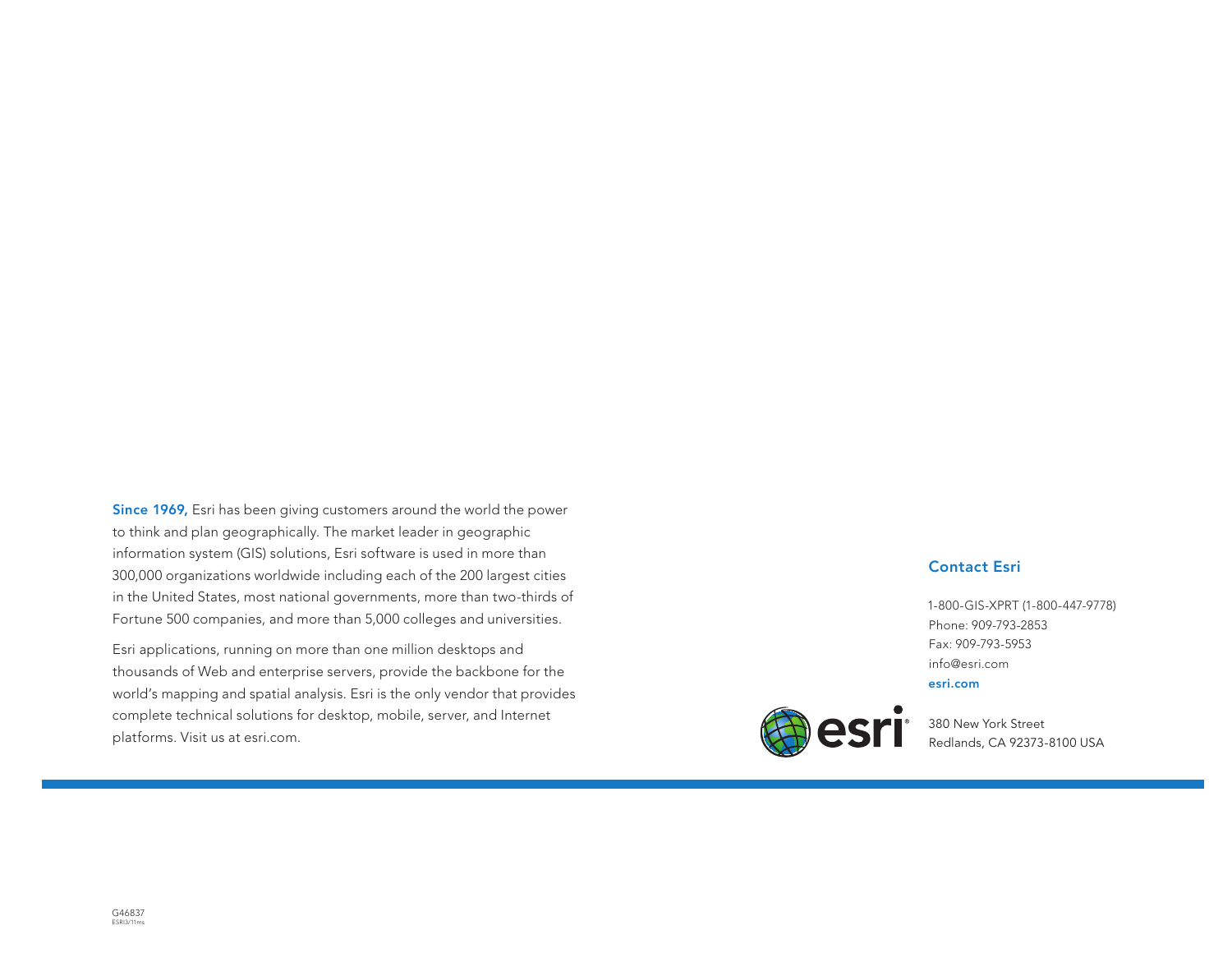**Since 1969,** Esri has been giving customers around the world the power to think and plan geographically. The market leader in geographic information system (GIS) solutions, Esri software is used in more than 300,000 organizations worldwide including each of the 200 largest cities in the United States, most national governments, more than two-thirds of Fortune 500 companies, and more than 5,000 colleges and universities.

Esri applications, running on more than one million desktops and thousands of Web and enterprise servers, provide the backbone for the world's mapping and spatial analysis. Esri is the only vendor that provides complete technical solutions for desktop, mobile, server, and Internet platforms. Visit us at esri.com.

## Contact Esri

1-800-GIS-XPRT (1-800-447-9778)
Phone: 909-793-2853
Fax: 909-793-5953
info@esri.com
**esri.com**

380 New York Street
Redlands, CA 92373-8100 USA

G46837
ESRI3/11ms